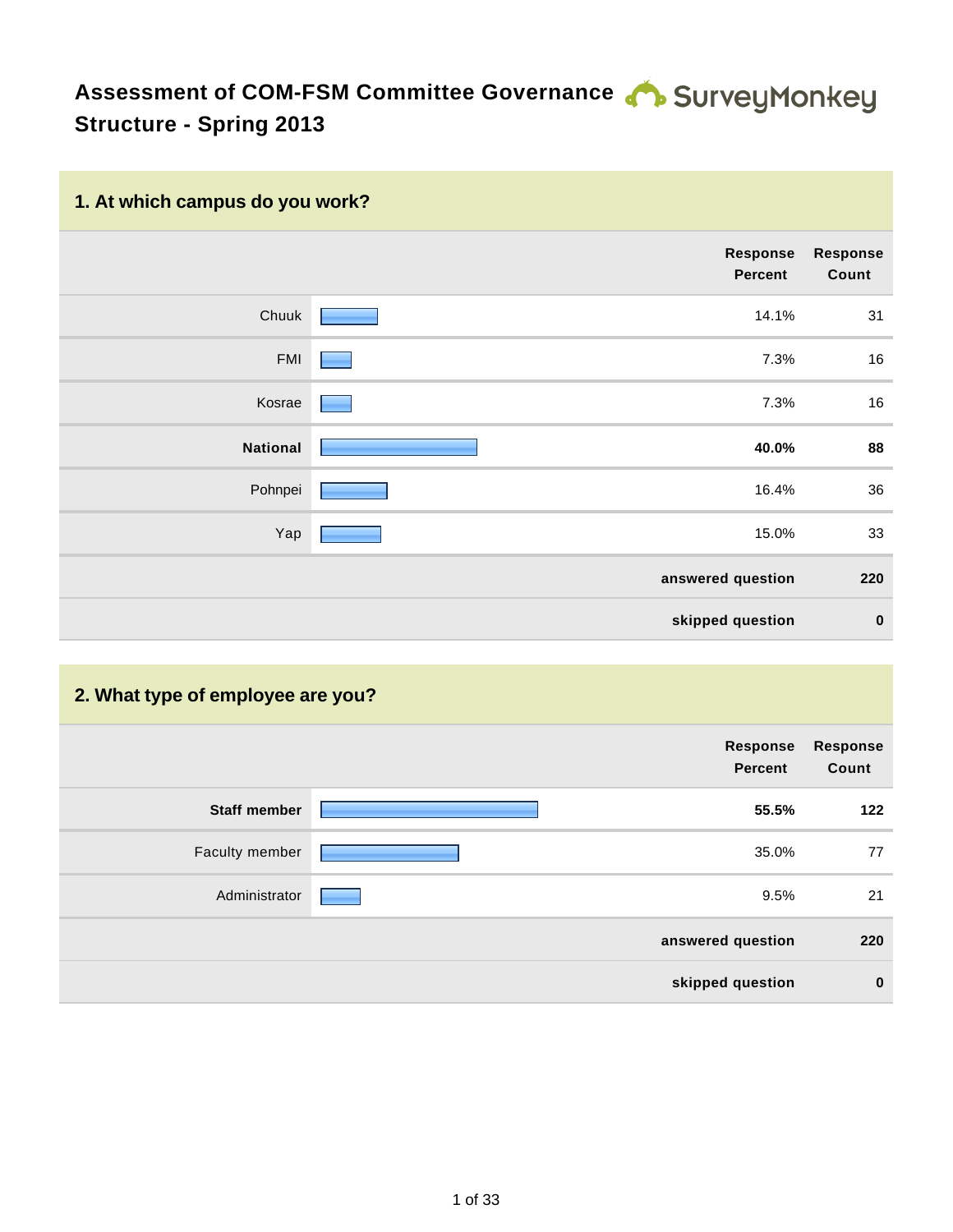# Assessment of COM-FSM Committee Governance Structure - Spring 2013

## 1. At which campus do you work?

| | Response Percent | Response Count |
|---|---|---|
| Chuuk | 14.1% | 31 |
| FMI | 7.3% | 16 |
| Kosrae | 7.3% | 16 |
| **National** | **40.0%** | **88** |
| Pohnpei | 16.4% | 36 |
| Yap | 15.0% | 33 |
| **answered question** | | **220** |
| **skipped question** | | **0** |

## 2. What type of employee are you?

| | Response Percent | Response Count |
|---|---|---|
| **Staff member** | **55.5%** | **122** |
| Faculty member | 35.0% | 77 |
| Administrator | 9.5% | 21 |
| **answered question** | | **220** |
| **skipped question** | | **0** |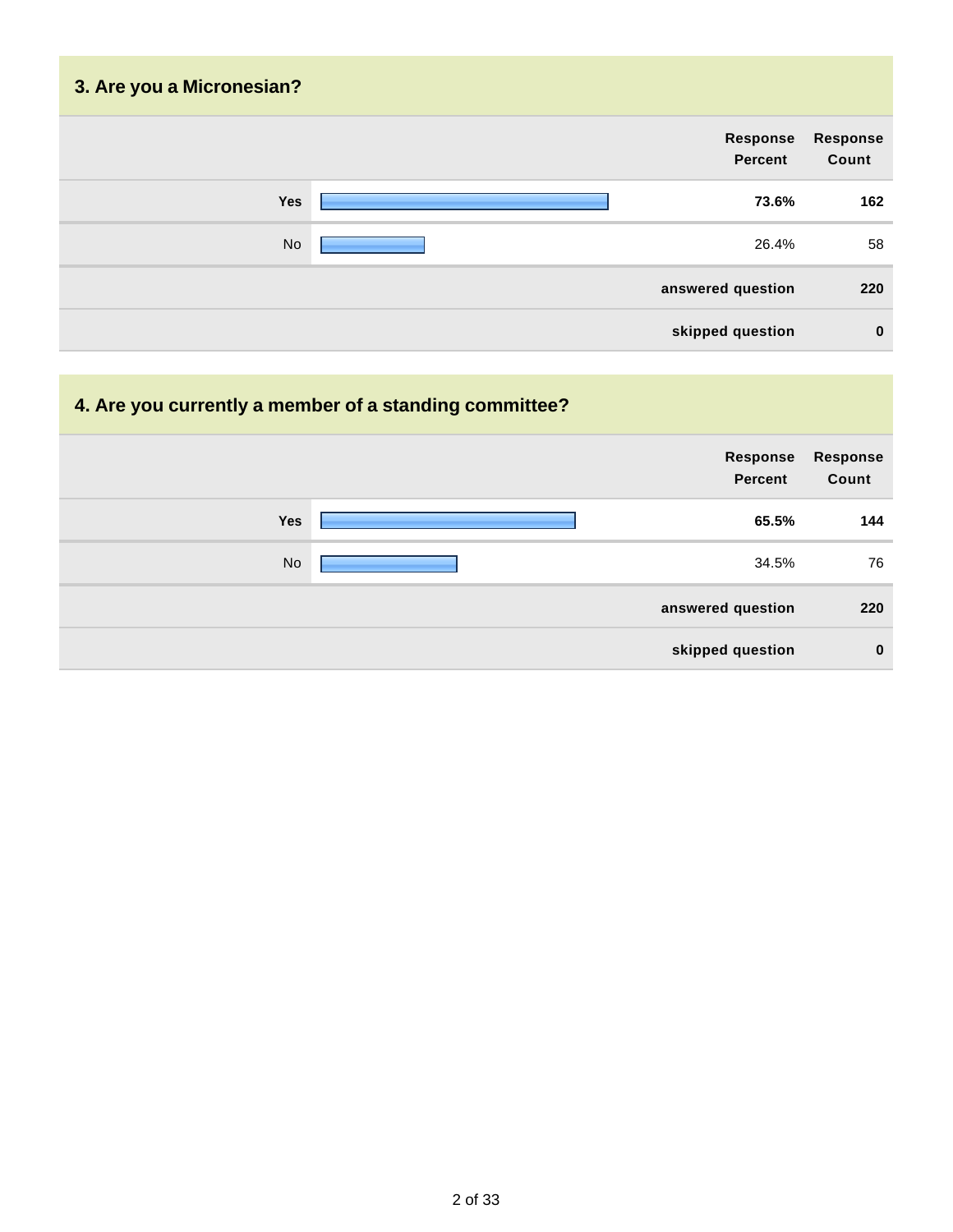### 3. Are you a Micronesian?

| | Response Percent | Response Count |
|---|---|---|
| **Yes** | **73.6%** | **162** |
| No | 26.4% | 58 |
| | **answered question** | **220** |
| | **skipped question** | **0** |

### 4. Are you currently a member of a standing committee?

| | Response Percent | Response Count |
|---|---|---|
| **Yes** | **65.5%** | **144** |
| No | 34.5% | 76 |
| | **answered question** | **220** |
| | **skipped question** | **0** |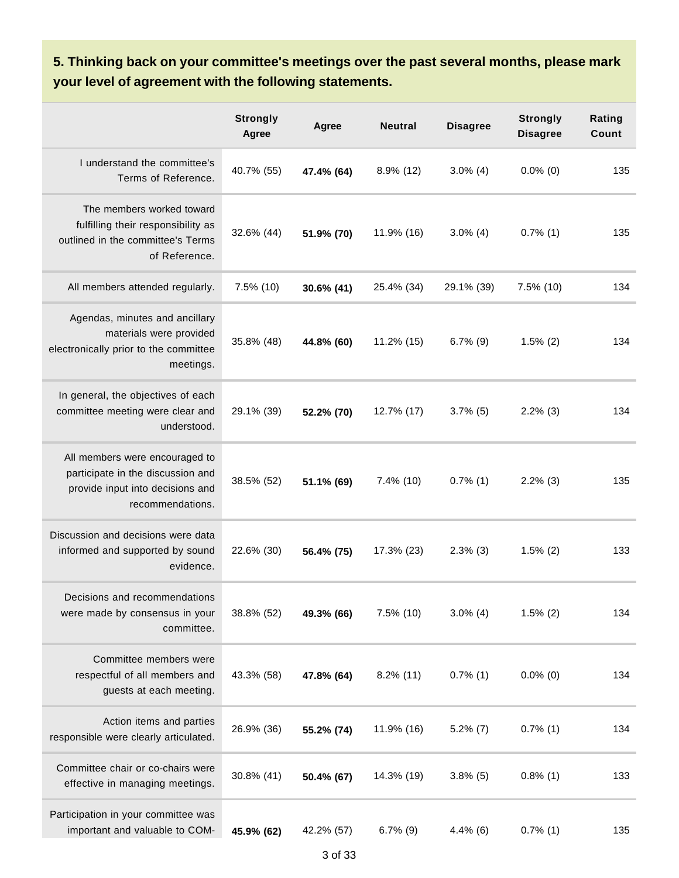### 5. Thinking back on your committee's meetings over the past several months, please mark your level of agreement with the following statements.

| | Strongly Agree | Agree | Neutral | Disagree | Strongly Disagree | Rating Count |
|---|---|---|---|---|---|---|
| I understand the committee's Terms of Reference. | 40.7% (55) | **47.4% (64)** | 8.9% (12) | 3.0% (4) | 0.0% (0) | 135 |
| The members worked toward fulfilling their responsibility as outlined in the committee's Terms of Reference. | 32.6% (44) | **51.9% (70)** | 11.9% (16) | 3.0% (4) | 0.7% (1) | 135 |
| All members attended regularly. | 7.5% (10) | **30.6% (41)** | 25.4% (34) | 29.1% (39) | 7.5% (10) | 134 |
| Agendas, minutes and ancillary materials were provided electronically prior to the committee meetings. | 35.8% (48) | **44.8% (60)** | 11.2% (15) | 6.7% (9) | 1.5% (2) | 134 |
| In general, the objectives of each committee meeting were clear and understood. | 29.1% (39) | **52.2% (70)** | 12.7% (17) | 3.7% (5) | 2.2% (3) | 134 |
| All members were encouraged to participate in the discussion and provide input into decisions and recommendations. | 38.5% (52) | **51.1% (69)** | 7.4% (10) | 0.7% (1) | 2.2% (3) | 135 |
| Discussion and decisions were data informed and supported by sound evidence. | 22.6% (30) | **56.4% (75)** | 17.3% (23) | 2.3% (3) | 1.5% (2) | 133 |
| Decisions and recommendations were made by consensus in your committee. | 38.8% (52) | **49.3% (66)** | 7.5% (10) | 3.0% (4) | 1.5% (2) | 134 |
| Committee members were respectful of all members and guests at each meeting. | 43.3% (58) | **47.8% (64)** | 8.2% (11) | 0.7% (1) | 0.0% (0) | 134 |
| Action items and parties responsible were clearly articulated. | 26.9% (36) | **55.2% (74)** | 11.9% (16) | 5.2% (7) | 0.7% (1) | 134 |
| Committee chair or co-chairs were effective in managing meetings. | 30.8% (41) | **50.4% (67)** | 14.3% (19) | 3.8% (5) | 0.8% (1) | 133 |
| Participation in your committee was important and valuable to COM- | **45.9% (62)** | 42.2% (57) | 6.7% (9) | 4.4% (6) | 0.7% (1) | 135 |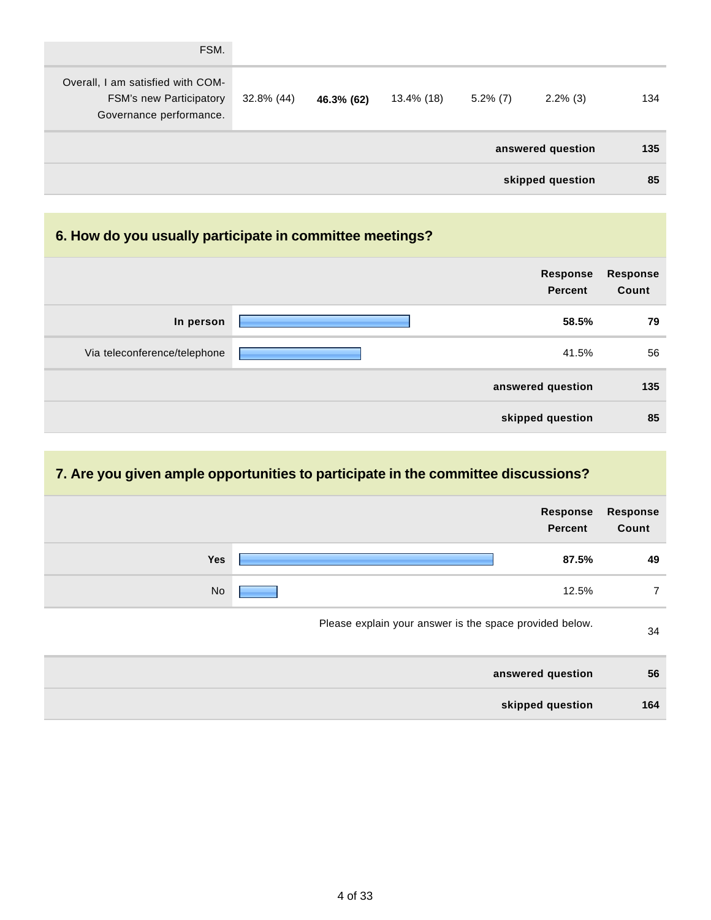| | | | | | | |
|---|---|---|---|---|---|---|
| FSM. | | | | | | |
| Overall, I am satisfied with COM-FSM's new Participatory Governance performance. | 32.8% (44) | **46.3% (62)** | 13.4% (18) | 5.2% (7) | 2.2% (3) | 134 |
| | | | | | **answered question** | **135** |
| | | | | | **skipped question** | **85** |

## 6. How do you usually participate in committee meetings?

| | Response Percent | Response Count |
|---|---|---|
| **In person** | **58.5%** | **79** |
| Via teleconference/telephone | 41.5% | 56 |
| **answered question** | | **135** |
| **skipped question** | | **85** |

## 7. Are you given ample opportunities to participate in the committee discussions?

| | Response Percent | Response Count |
|---|---|---|
| **Yes** | **87.5%** | **49** |
| No | 12.5% | 7 |
| Please explain your answer is the space provided below. | | 34 |
| **answered question** | | **56** |
| **skipped question** | | **164** |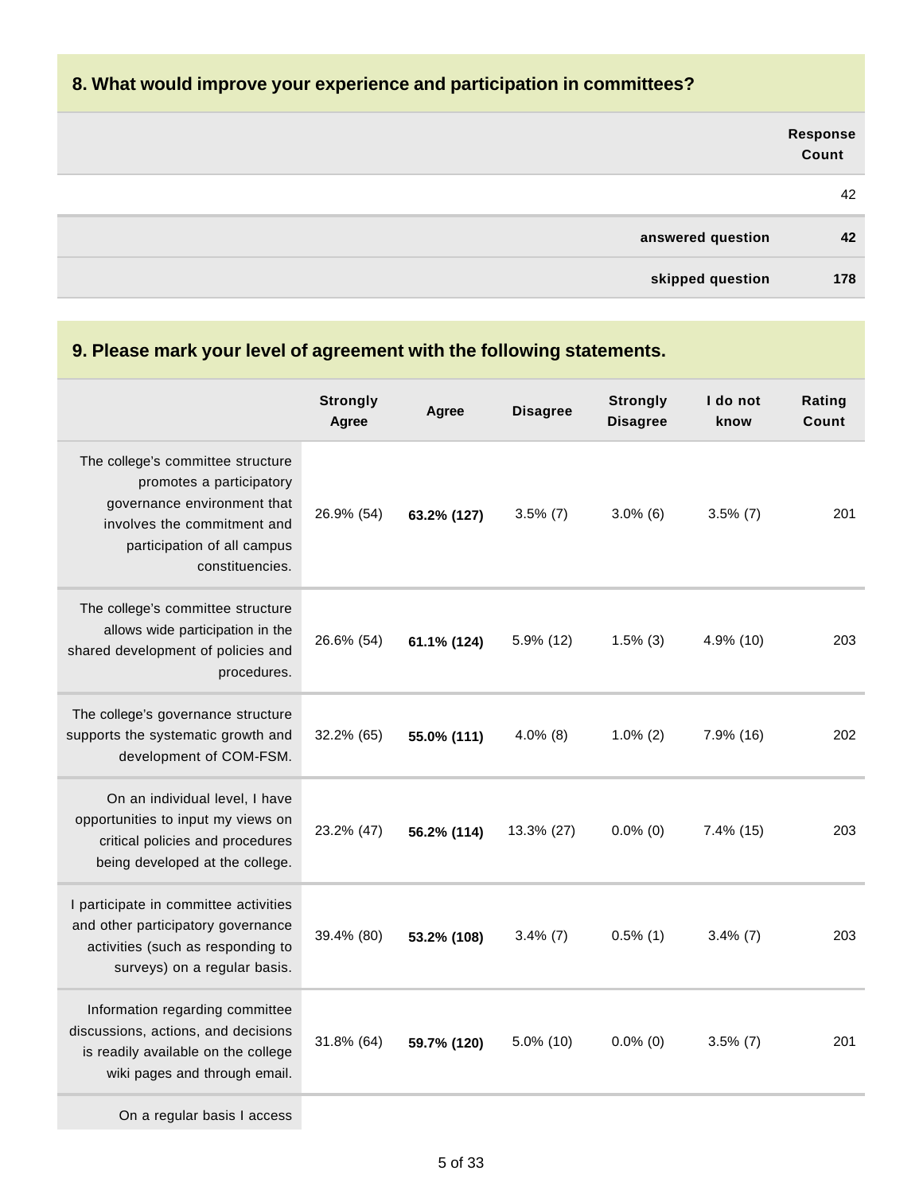## 8. What would improve your experience and participation in committees?

| | Response Count |
|---|---|
| | 42 |
| **answered question** | **42** |
| **skipped question** | **178** |

## 9. Please mark your level of agreement with the following statements.

| | Strongly Agree | Agree | Disagree | Strongly Disagree | I do not know | Rating Count |
|---|---|---|---|---|---|---|
| The college's committee structure promotes a participatory governance environment that involves the commitment and participation of all campus constituencies. | 26.9% (54) | **63.2% (127)** | 3.5% (7) | 3.0% (6) | 3.5% (7) | 201 |
| The college's committee structure allows wide participation in the shared development of policies and procedures. | 26.6% (54) | **61.1% (124)** | 5.9% (12) | 1.5% (3) | 4.9% (10) | 203 |
| The college's governance structure supports the systematic growth and development of COM-FSM. | 32.2% (65) | **55.0% (111)** | 4.0% (8) | 1.0% (2) | 7.9% (16) | 202 |
| On an individual level, I have opportunities to input my views on critical policies and procedures being developed at the college. | 23.2% (47) | **56.2% (114)** | 13.3% (27) | 0.0% (0) | 7.4% (15) | 203 |
| I participate in committee activities and other participatory governance activities (such as responding to surveys) on a regular basis. | 39.4% (80) | **53.2% (108)** | 3.4% (7) | 0.5% (1) | 3.4% (7) | 203 |
| Information regarding committee discussions, actions, and decisions is readily available on the college wiki pages and through email. | 31.8% (64) | **59.7% (120)** | 5.0% (10) | 0.0% (0) | 3.5% (7) | 201 |
| On a regular basis I access | | | | | | |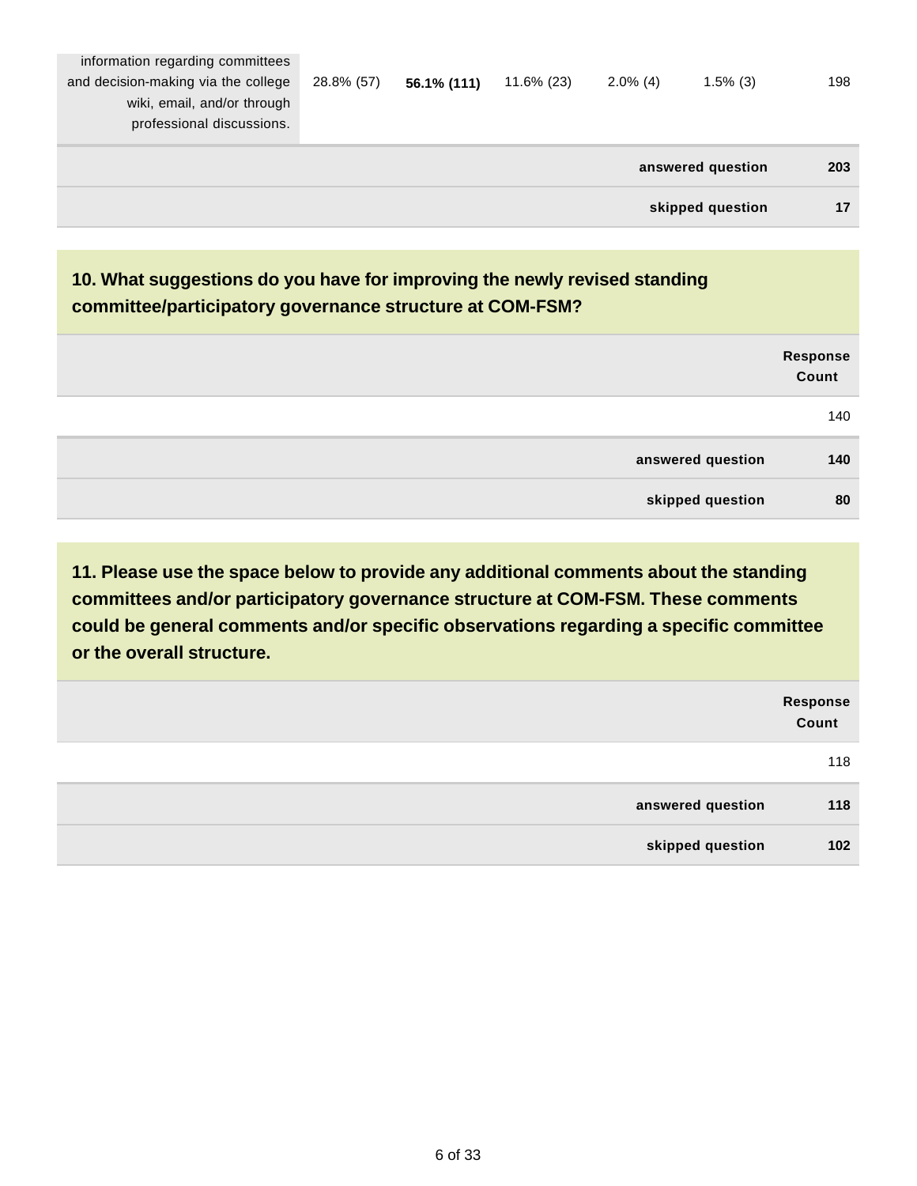| | | | | | | |
|---|---|---|---|---|---|---|
| information regarding committees and decision-making via the college wiki, email, and/or through professional discussions. | 28.8% (57) | **56.1% (111)** | 11.6% (23) | 2.0% (4) | 1.5% (3) | 198 |
| | | | | | **answered question** | **203** |
| | | | | | **skipped question** | **17** |

**10. What suggestions do you have for improving the newly revised standing committee/participatory governance structure at COM-FSM?**

| | **Response Count** |
|---|---|
| | 140 |
| **answered question** | **140** |
| **skipped question** | **80** |

**11. Please use the space below to provide any additional comments about the standing committees and/or participatory governance structure at COM-FSM. These comments could be general comments and/or specific observations regarding a specific committee or the overall structure.**

| | **Response Count** |
|---|---|
| | 118 |
| **answered question** | **118** |
| **skipped question** | **102** |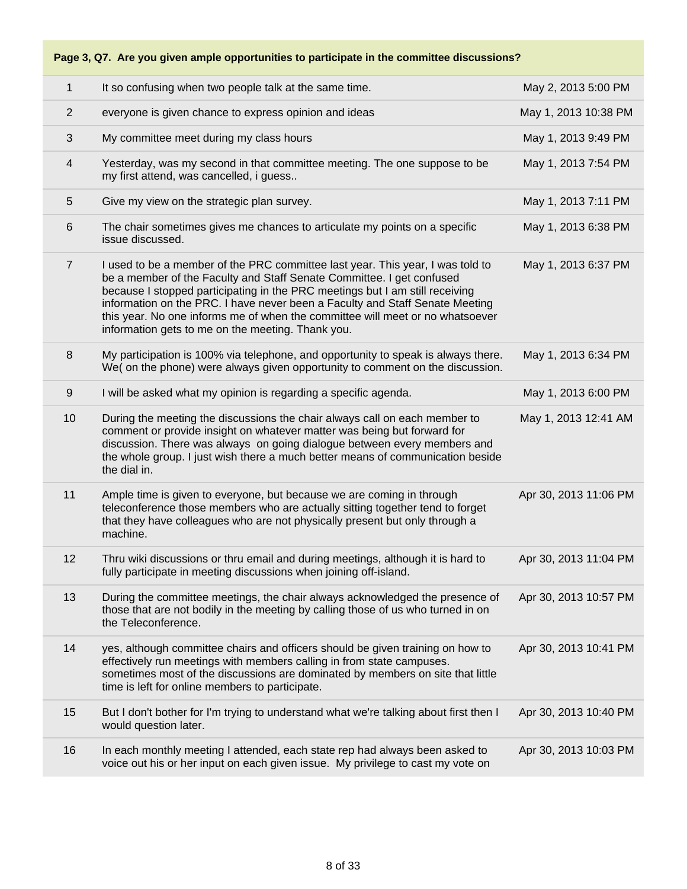| Page 3, Q7. Are you given ample opportunities to participate in the committee discussions? | | |
|---|---|---|
| 1 | It so confusing when two people talk at the same time. | May 2, 2013 5:00 PM |
| 2 | everyone is given chance to express opinion and ideas | May 1, 2013 10:38 PM |
| 3 | My committee meet during my class hours | May 1, 2013 9:49 PM |
| 4 | Yesterday, was my second in that committee meeting. The one suppose to be my first attend, was cancelled, i guess.. | May 1, 2013 7:54 PM |
| 5 | Give my view on the strategic plan survey. | May 1, 2013 7:11 PM |
| 6 | The chair sometimes gives me chances to articulate my points on a specific issue discussed. | May 1, 2013 6:38 PM |
| 7 | I used to be a member of the PRC committee last year. This year, I was told to be a member of the Faculty and Staff Senate Committee. I get confused because I stopped participating in the PRC meetings but I am still receiving information on the PRC. I have never been a Faculty and Staff Senate Meeting this year. No one informs me of when the committee will meet or no whatsoever information gets to me on the meeting. Thank you. | May 1, 2013 6:37 PM |
| 8 | My participation is 100% via telephone, and opportunity to speak is always there. We( on the phone) were always given opportunity to comment on the discussion. | May 1, 2013 6:34 PM |
| 9 | I will be asked what my opinion is regarding a specific agenda. | May 1, 2013 6:00 PM |
| 10 | During the meeting the discussions the chair always call on each member to comment or provide insight on whatever matter was being but forward for discussion. There was always on going dialogue between every members and the whole group. I just wish there a much better means of communication beside the dial in. | May 1, 2013 12:41 AM |
| 11 | Ample time is given to everyone, but because we are coming in through teleconference those members who are actually sitting together tend to forget that they have colleagues who are not physically present but only through a machine. | Apr 30, 2013 11:06 PM |
| 12 | Thru wiki discussions or thru email and during meetings, although it is hard to fully participate in meeting discussions when joining off-island. | Apr 30, 2013 11:04 PM |
| 13 | During the committee meetings, the chair always acknowledged the presence of those that are not bodily in the meeting by calling those of us who turned in on the Teleconference. | Apr 30, 2013 10:57 PM |
| 14 | yes, although committee chairs and officers should be given training on how to effectively run meetings with members calling in from state campuses. sometimes most of the discussions are dominated by members on site that little time is left for online members to participate. | Apr 30, 2013 10:41 PM |
| 15 | But I don't bother for I'm trying to understand what we're talking about first then I would question later. | Apr 30, 2013 10:40 PM |
| 16 | In each monthly meeting I attended, each state rep had always been asked to voice out his or her input on each given issue. My privilege to cast my vote on | Apr 30, 2013 10:03 PM |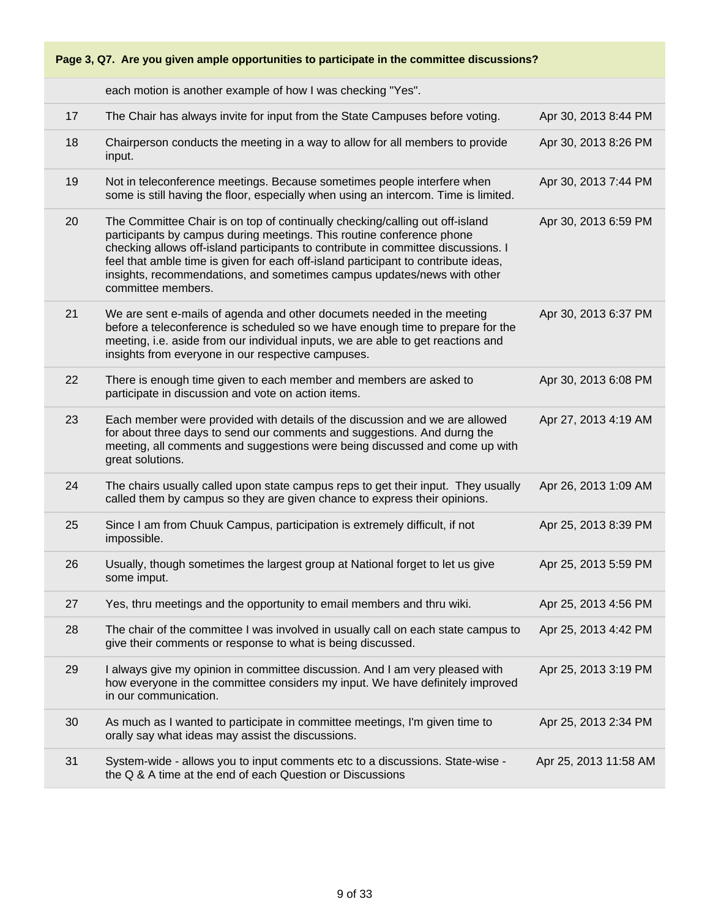**Page 3, Q7. Are you given ample opportunities to participate in the committee discussions?**

| | | |
|---|---|---|
| | each motion is another example of how I was checking "Yes". | |
| 17 | The Chair has always invite for input from the State Campuses before voting. | Apr 30, 2013 8:44 PM |
| 18 | Chairperson conducts the meeting in a way to allow for all members to provide input. | Apr 30, 2013 8:26 PM |
| 19 | Not in teleconference meetings. Because sometimes people interfere when some is still having the floor, especially when using an intercom. Time is limited. | Apr 30, 2013 7:44 PM |
| 20 | The Committee Chair is on top of continually checking/calling out off-island participants by campus during meetings. This routine conference phone checking allows off-island participants to contribute in committee discussions. I feel that amble time is given for each off-island participant to contribute ideas, insights, recommendations, and sometimes campus updates/news with other committee members. | Apr 30, 2013 6:59 PM |
| 21 | We are sent e-mails of agenda and other documets needed in the meeting before a teleconference is scheduled so we have enough time to prepare for the meeting, i.e. aside from our individual inputs, we are able to get reactions and insights from everyone in our respective campuses. | Apr 30, 2013 6:37 PM |
| 22 | There is enough time given to each member and members are asked to participate in discussion and vote on action items. | Apr 30, 2013 6:08 PM |
| 23 | Each member were provided with details of the discussion and we are allowed for about three days to send our comments and suggestions. And durng the meeting, all comments and suggestions were being discussed and come up with great solutions. | Apr 27, 2013 4:19 AM |
| 24 | The chairs usually called upon state campus reps to get their input. They usually called them by campus so they are given chance to express their opinions. | Apr 26, 2013 1:09 AM |
| 25 | Since I am from Chuuk Campus, participation is extremely difficult, if not impossible. | Apr 25, 2013 8:39 PM |
| 26 | Usually, though sometimes the largest group at National forget to let us give some imput. | Apr 25, 2013 5:59 PM |
| 27 | Yes, thru meetings and the opportunity to email members and thru wiki. | Apr 25, 2013 4:56 PM |
| 28 | The chair of the committee I was involved in usually call on each state campus to give their comments or response to what is being discussed. | Apr 25, 2013 4:42 PM |
| 29 | I always give my opinion in committee discussion. And I am very pleased with how everyone in the committee considers my input. We have definitely improved in our communication. | Apr 25, 2013 3:19 PM |
| 30 | As much as I wanted to participate in committee meetings, I'm given time to orally say what ideas may assist the discussions. | Apr 25, 2013 2:34 PM |
| 31 | System-wide - allows you to input comments etc to a discussions. State-wise - the Q & A time at the end of each Question or Discussions | Apr 25, 2013 11:58 AM |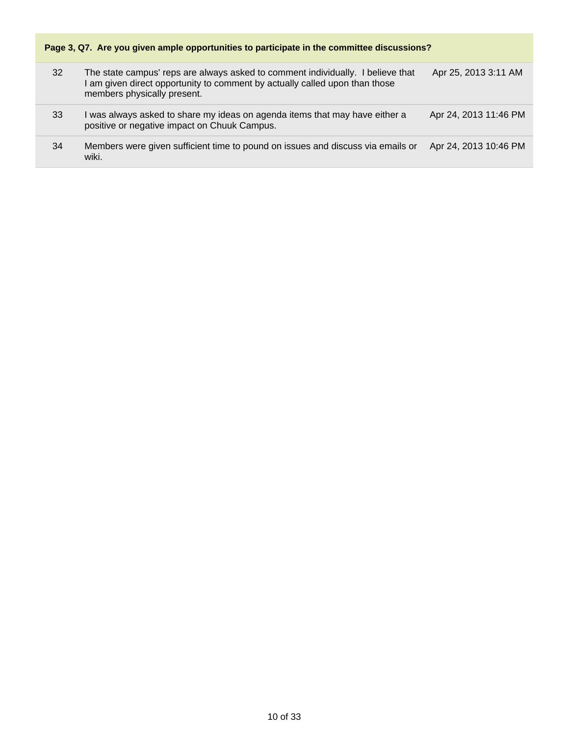**Page 3, Q7. Are you given ample opportunities to participate in the committee discussions?**

| | | |
|---|---|---|
| 32 | The state campus' reps are always asked to comment individually. I believe that I am given direct opportunity to comment by actually called upon than those members physically present. | Apr 25, 2013 3:11 AM |
| 33 | I was always asked to share my ideas on agenda items that may have either a positive or negative impact on Chuuk Campus. | Apr 24, 2013 11:46 PM |
| 34 | Members were given sufficient time to pound on issues and discuss via emails or wiki. | Apr 24, 2013 10:46 PM |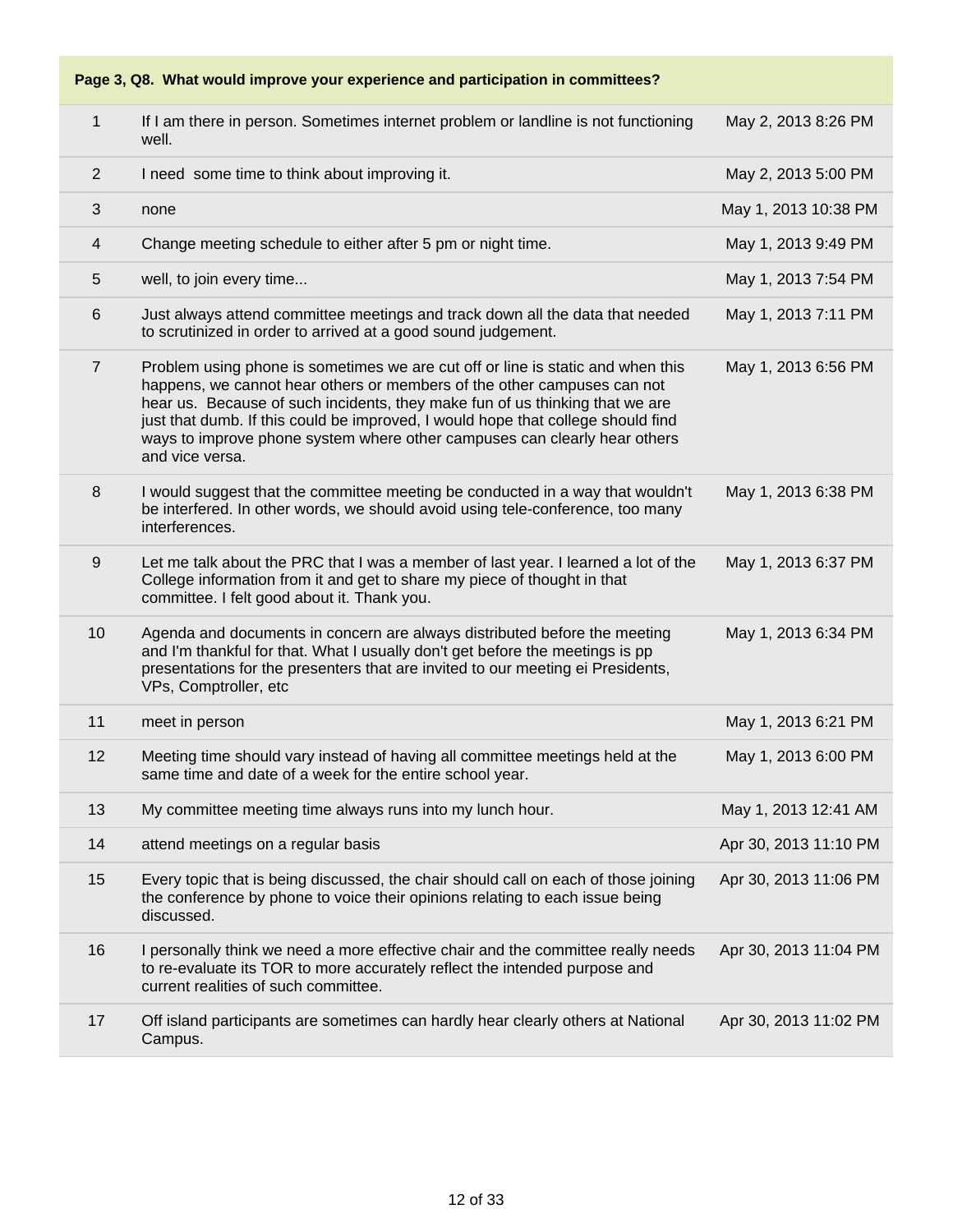| Page 3, Q8. What would improve your experience and participation in committees? | | |
|---|---|---|
| 1 | If I am there in person. Sometimes internet problem or landline is not functioning well. | May 2, 2013 8:26 PM |
| 2 | I need some time to think about improving it. | May 2, 2013 5:00 PM |
| 3 | none | May 1, 2013 10:38 PM |
| 4 | Change meeting schedule to either after 5 pm or night time. | May 1, 2013 9:49 PM |
| 5 | well, to join every time... | May 1, 2013 7:54 PM |
| 6 | Just always attend committee meetings and track down all the data that needed to scrutinized in order to arrived at a good sound judgement. | May 1, 2013 7:11 PM |
| 7 | Problem using phone is sometimes we are cut off or line is static and when this happens, we cannot hear others or members of the other campuses can not hear us. Because of such incidents, they make fun of us thinking that we are just that dumb. If this could be improved, I would hope that college should find ways to improve phone system where other campuses can clearly hear others and vice versa. | May 1, 2013 6:56 PM |
| 8 | I would suggest that the committee meeting be conducted in a way that wouldn't be interfered. In other words, we should avoid using tele-conference, too many interferences. | May 1, 2013 6:38 PM |
| 9 | Let me talk about the PRC that I was a member of last year. I learned a lot of the College information from it and get to share my piece of thought in that committee. I felt good about it. Thank you. | May 1, 2013 6:37 PM |
| 10 | Agenda and documents in concern are always distributed before the meeting and I'm thankful for that. What I usually don't get before the meetings is pp presentations for the presenters that are invited to our meeting ei Presidents, VPs, Comptroller, etc | May 1, 2013 6:34 PM |
| 11 | meet in person | May 1, 2013 6:21 PM |
| 12 | Meeting time should vary instead of having all committee meetings held at the same time and date of a week for the entire school year. | May 1, 2013 6:00 PM |
| 13 | My committee meeting time always runs into my lunch hour. | May 1, 2013 12:41 AM |
| 14 | attend meetings on a regular basis | Apr 30, 2013 11:10 PM |
| 15 | Every topic that is being discussed, the chair should call on each of those joining the conference by phone to voice their opinions relating to each issue being discussed. | Apr 30, 2013 11:06 PM |
| 16 | I personally think we need a more effective chair and the committee really needs to re-evaluate its TOR to more accurately reflect the intended purpose and current realities of such committee. | Apr 30, 2013 11:04 PM |
| 17 | Off island participants are sometimes can hardly hear clearly others at National Campus. | Apr 30, 2013 11:02 PM |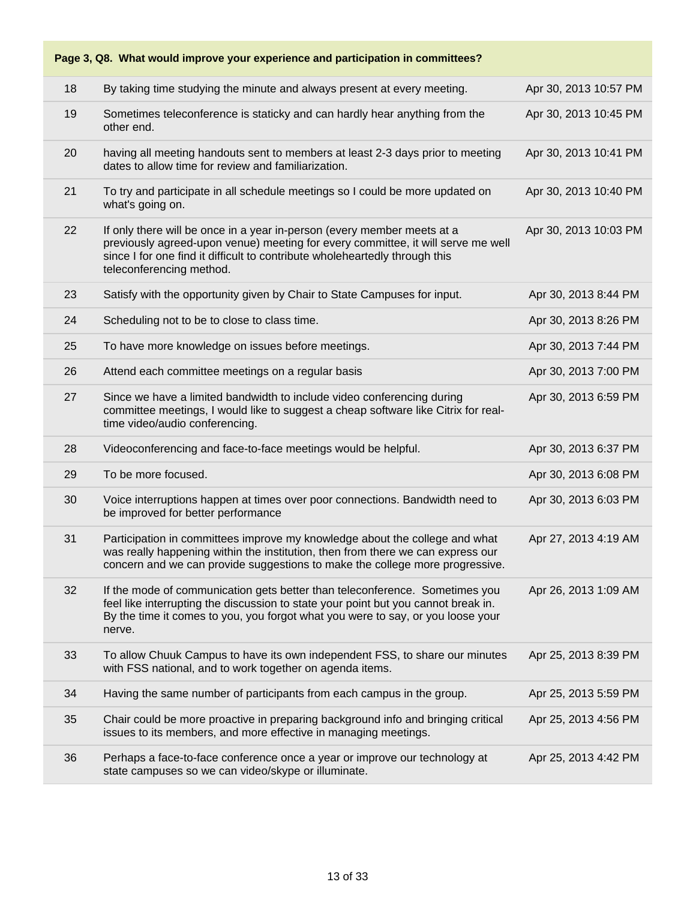**Page 3, Q8. What would improve your experience and participation in committees?**

| | | |
|---|---|---|
| 18 | By taking time studying the minute and always present at every meeting. | Apr 30, 2013 10:57 PM |
| 19 | Sometimes teleconference is staticky and can hardly hear anything from the other end. | Apr 30, 2013 10:45 PM |
| 20 | having all meeting handouts sent to members at least 2-3 days prior to meeting dates to allow time for review and familiarization. | Apr 30, 2013 10:41 PM |
| 21 | To try and participate in all schedule meetings so I could be more updated on what's going on. | Apr 30, 2013 10:40 PM |
| 22 | If only there will be once in a year in-person (every member meets at a previously agreed-upon venue) meeting for every committee, it will serve me well since I for one find it difficult to contribute wholeheartedly through this teleconferencing method. | Apr 30, 2013 10:03 PM |
| 23 | Satisfy with the opportunity given by Chair to State Campuses for input. | Apr 30, 2013 8:44 PM |
| 24 | Scheduling not to be to close to class time. | Apr 30, 2013 8:26 PM |
| 25 | To have more knowledge on issues before meetings. | Apr 30, 2013 7:44 PM |
| 26 | Attend each committee meetings on a regular basis | Apr 30, 2013 7:00 PM |
| 27 | Since we have a limited bandwidth to include video conferencing during committee meetings, I would like to suggest a cheap software like Citrix for real-time video/audio conferencing. | Apr 30, 2013 6:59 PM |
| 28 | Videoconferencing and face-to-face meetings would be helpful. | Apr 30, 2013 6:37 PM |
| 29 | To be more focused. | Apr 30, 2013 6:08 PM |
| 30 | Voice interruptions happen at times over poor connections. Bandwidth need to be improved for better performance | Apr 30, 2013 6:03 PM |
| 31 | Participation in committees improve my knowledge about the college and what was really happening within the institution, then from there we can express our concern and we can provide suggestions to make the college more progressive. | Apr 27, 2013 4:19 AM |
| 32 | If the mode of communication gets better than teleconference. Sometimes you feel like interrupting the discussion to state your point but you cannot break in. By the time it comes to you, you forgot what you were to say, or you loose your nerve. | Apr 26, 2013 1:09 AM |
| 33 | To allow Chuuk Campus to have its own independent FSS, to share our minutes with FSS national, and to work together on agenda items. | Apr 25, 2013 8:39 PM |
| 34 | Having the same number of participants from each campus in the group. | Apr 25, 2013 5:59 PM |
| 35 | Chair could be more proactive in preparing background info and bringing critical issues to its members, and more effective in managing meetings. | Apr 25, 2013 4:56 PM |
| 36 | Perhaps a face-to-face conference once a year or improve our technology at state campuses so we can video/skype or illuminate. | Apr 25, 2013 4:42 PM |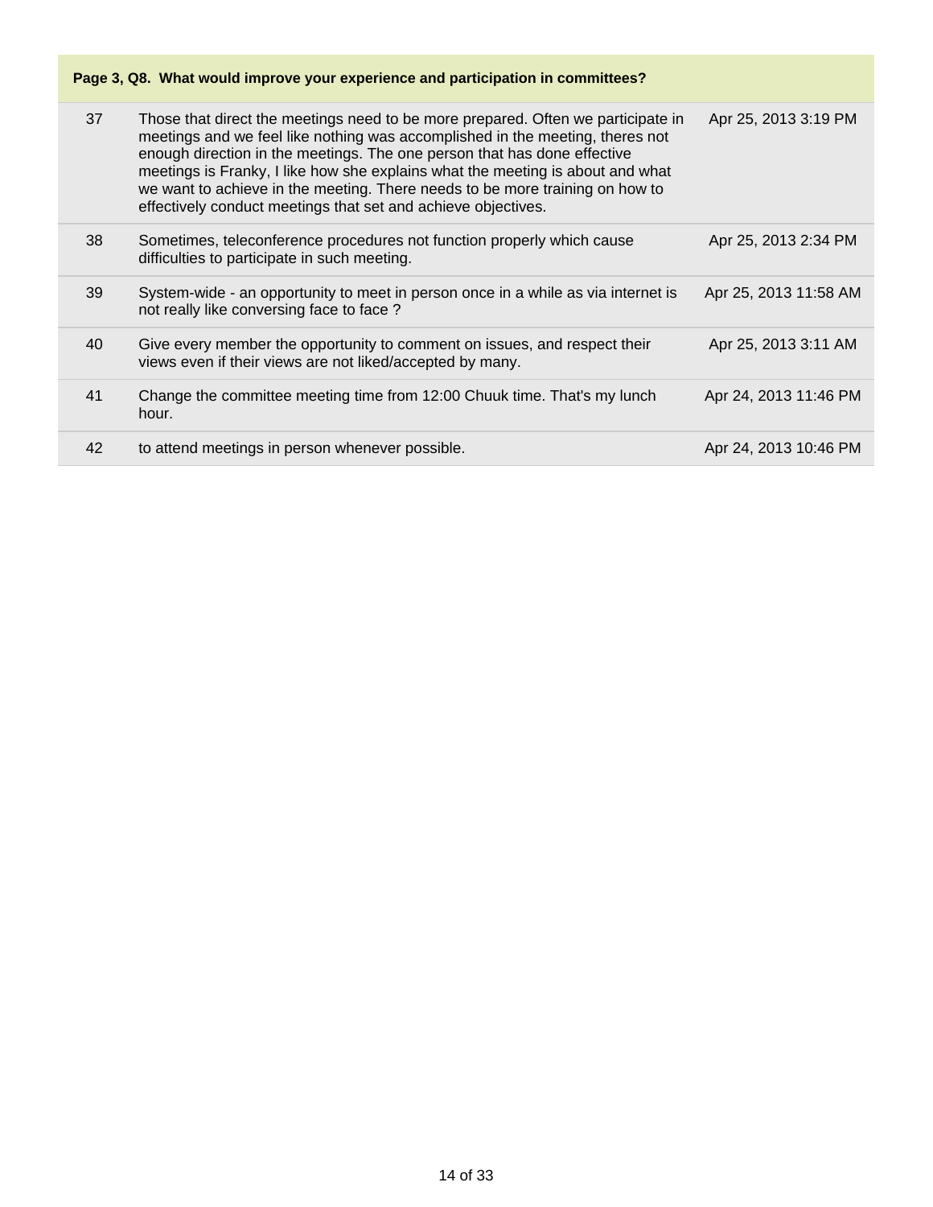**Page 3, Q8. What would improve your experience and participation in committees?**

| | | |
|---|---|---|
| 37 | Those that direct the meetings need to be more prepared. Often we participate in meetings and we feel like nothing was accomplished in the meeting, theres not enough direction in the meetings. The one person that has done effective meetings is Franky, I like how she explains what the meeting is about and what we want to achieve in the meeting. There needs to be more training on how to effectively conduct meetings that set and achieve objectives. | Apr 25, 2013 3:19 PM |
| 38 | Sometimes, teleconference procedures not function properly which cause difficulties to participate in such meeting. | Apr 25, 2013 2:34 PM |
| 39 | System-wide - an opportunity to meet in person once in a while as via internet is not really like conversing face to face ? | Apr 25, 2013 11:58 AM |
| 40 | Give every member the opportunity to comment on issues, and respect their views even if their views are not liked/accepted by many. | Apr 25, 2013 3:11 AM |
| 41 | Change the committee meeting time from 12:00 Chuuk time. That's my lunch hour. | Apr 24, 2013 11:46 PM |
| 42 | to attend meetings in person whenever possible. | Apr 24, 2013 10:46 PM |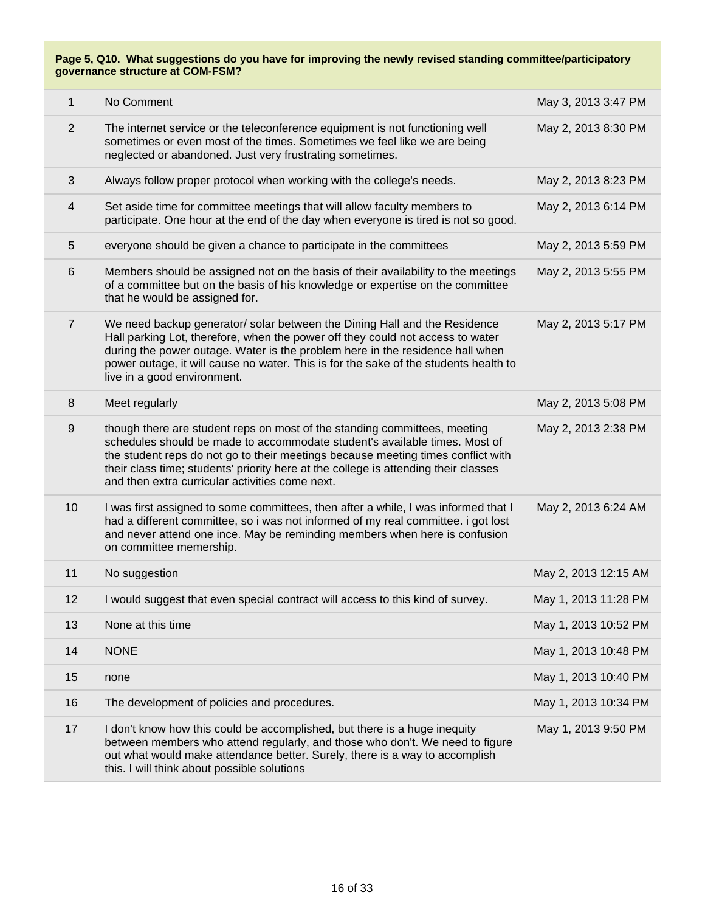**Page 5, Q10. What suggestions do you have for improving the newly revised standing committee/participatory governance structure at COM-FSM?**

| # | Response | Date |
|---|---|---|
| 1 | No Comment | May 3, 2013 3:47 PM |
| 2 | The internet service or the teleconference equipment is not functioning well sometimes or even most of the times. Sometimes we feel like we are being neglected or abandoned. Just very frustrating sometimes. | May 2, 2013 8:30 PM |
| 3 | Always follow proper protocol when working with the college's needs. | May 2, 2013 8:23 PM |
| 4 | Set aside time for committee meetings that will allow faculty members to participate. One hour at the end of the day when everyone is tired is not so good. | May 2, 2013 6:14 PM |
| 5 | everyone should be given a chance to participate in the committees | May 2, 2013 5:59 PM |
| 6 | Members should be assigned not on the basis of their availability to the meetings of a committee but on the basis of his knowledge or expertise on the committee that he would be assigned for. | May 2, 2013 5:55 PM |
| 7 | We need backup generator/ solar between the Dining Hall and the Residence Hall parking Lot, therefore, when the power off they could not access to water during the power outage. Water is the problem here in the residence hall when power outage, it will cause no water. This is for the sake of the students health to live in a good environment. | May 2, 2013 5:17 PM |
| 8 | Meet regularly | May 2, 2013 5:08 PM |
| 9 | though there are student reps on most of the standing committees, meeting schedules should be made to accommodate student's available times. Most of the student reps do not go to their meetings because meeting times conflict with their class time; students' priority here at the college is attending their classes and then extra curricular activities come next. | May 2, 2013 2:38 PM |
| 10 | I was first assigned to some committees, then after a while, I was informed that I had a different committee, so i was not informed of my real committee. i got lost and never attend one ince. May be reminding members when here is confusion on committee memership. | May 2, 2013 6:24 AM |
| 11 | No suggestion | May 2, 2013 12:15 AM |
| 12 | I would suggest that even special contract will access to this kind of survey. | May 1, 2013 11:28 PM |
| 13 | None at this time | May 1, 2013 10:52 PM |
| 14 | NONE | May 1, 2013 10:48 PM |
| 15 | none | May 1, 2013 10:40 PM |
| 16 | The development of policies and procedures. | May 1, 2013 10:34 PM |
| 17 | I don't know how this could be accomplished, but there is a huge inequity between members who attend regularly, and those who don't. We need to figure out what would make attendance better. Surely, there is a way to accomplish this. I will think about possible solutions | May 1, 2013 9:50 PM |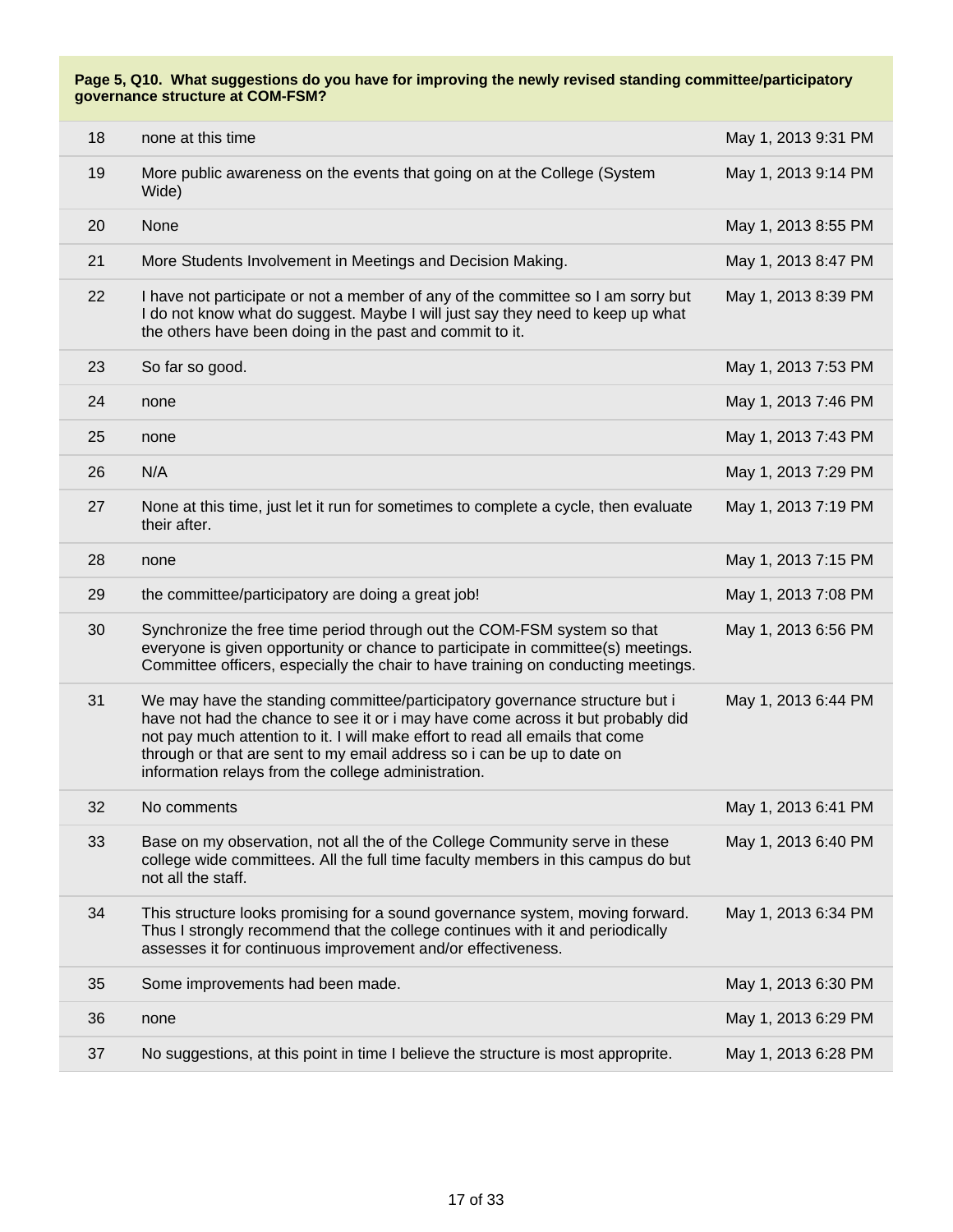**Page 5, Q10. What suggestions do you have for improving the newly revised standing committee/participatory governance structure at COM-FSM?**

| | | |
|---|---|---|
| 18 | none at this time | May 1, 2013 9:31 PM |
| 19 | More public awareness on the events that going on at the College (System Wide) | May 1, 2013 9:14 PM |
| 20 | None | May 1, 2013 8:55 PM |
| 21 | More Students Involvement in Meetings and Decision Making. | May 1, 2013 8:47 PM |
| 22 | I have not participate or not a member of any of the committee so I am sorry but I do not know what do suggest. Maybe I will just say they need to keep up what the others have been doing in the past and commit to it. | May 1, 2013 8:39 PM |
| 23 | So far so good. | May 1, 2013 7:53 PM |
| 24 | none | May 1, 2013 7:46 PM |
| 25 | none | May 1, 2013 7:43 PM |
| 26 | N/A | May 1, 2013 7:29 PM |
| 27 | None at this time, just let it run for sometimes to complete a cycle, then evaluate their after. | May 1, 2013 7:19 PM |
| 28 | none | May 1, 2013 7:15 PM |
| 29 | the committee/participatory are doing a great job! | May 1, 2013 7:08 PM |
| 30 | Synchronize the free time period through out the COM-FSM system so that everyone is given opportunity or chance to participate in committee(s) meetings. Committee officers, especially the chair to have training on conducting meetings. | May 1, 2013 6:56 PM |
| 31 | We may have the standing committee/participatory governance structure but i have not had the chance to see it or i may have come across it but probably did not pay much attention to it. I will make effort to read all emails that come through or that are sent to my email address so i can be up to date on information relays from the college administration. | May 1, 2013 6:44 PM |
| 32 | No comments | May 1, 2013 6:41 PM |
| 33 | Base on my observation, not all the of the College Community serve in these college wide committees. All the full time faculty members in this campus do but not all the staff. | May 1, 2013 6:40 PM |
| 34 | This structure looks promising for a sound governance system, moving forward. Thus I strongly recommend that the college continues with it and periodically assesses it for continuous improvement and/or effectiveness. | May 1, 2013 6:34 PM |
| 35 | Some improvements had been made. | May 1, 2013 6:30 PM |
| 36 | none | May 1, 2013 6:29 PM |
| 37 | No suggestions, at this point in time I believe the structure is most approprite. | May 1, 2013 6:28 PM |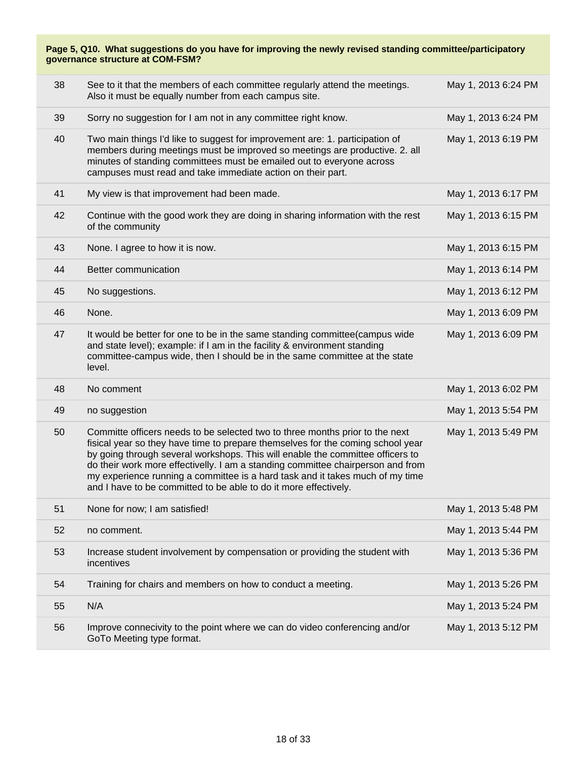**Page 5, Q10. What suggestions do you have for improving the newly revised standing committee/participatory governance structure at COM-FSM?**

| | | |
|---|---|---|
| 38 | See to it that the members of each committee regularly attend the meetings. Also it must be equally number from each campus site. | May 1, 2013 6:24 PM |
| 39 | Sorry no suggestion for I am not in any committee right know. | May 1, 2013 6:24 PM |
| 40 | Two main things I'd like to suggest for improvement are: 1. participation of members during meetings must be improved so meetings are productive. 2. all minutes of standing committees must be emailed out to everyone across campuses must read and take immediate action on their part. | May 1, 2013 6:19 PM |
| 41 | My view is that improvement had been made. | May 1, 2013 6:17 PM |
| 42 | Continue with the good work they are doing in sharing information with the rest of the community | May 1, 2013 6:15 PM |
| 43 | None. I agree to how it is now. | May 1, 2013 6:15 PM |
| 44 | Better communication | May 1, 2013 6:14 PM |
| 45 | No suggestions. | May 1, 2013 6:12 PM |
| 46 | None. | May 1, 2013 6:09 PM |
| 47 | It would be better for one to be in the same standing committee(campus wide and state level); example: if I am in the facility & environment standing committee-campus wide, then I should be in the same committee at the state level. | May 1, 2013 6:09 PM |
| 48 | No comment | May 1, 2013 6:02 PM |
| 49 | no suggestion | May 1, 2013 5:54 PM |
| 50 | Committe officers needs to be selected two to three months prior to the next fisical year so they have time to prepare themselves for the coming school year by going through several workshops. This will enable the committee officers to do their work more effectively. I am a standing committee chairperson and from my experience running a committee is a hard task and it takes much of my time and I have to be committed to be able to do it more effectively. | May 1, 2013 5:49 PM |
| 51 | None for now; I am satisfied! | May 1, 2013 5:48 PM |
| 52 | no comment. | May 1, 2013 5:44 PM |
| 53 | Increase student involvement by compensation or providing the student with incentives | May 1, 2013 5:36 PM |
| 54 | Training for chairs and members on how to conduct a meeting. | May 1, 2013 5:26 PM |
| 55 | N/A | May 1, 2013 5:24 PM |
| 56 | Improve connecivity to the point where we can do video conferencing and/or GoTo Meeting type format. | May 1, 2013 5:12 PM |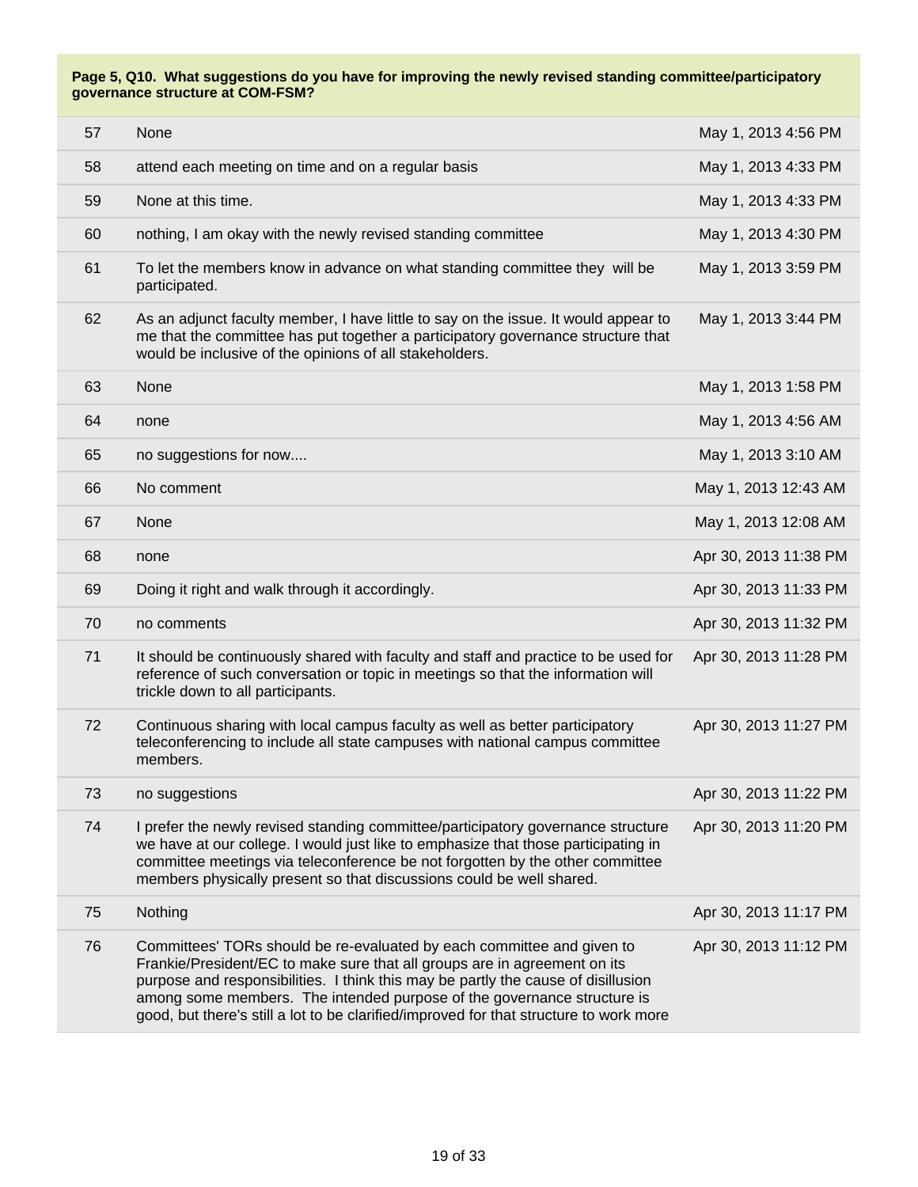**Page 5, Q10. What suggestions do you have for improving the newly revised standing committee/participatory governance structure at COM-FSM?**

| | | |
|---|---|---|
| 57 | None | May 1, 2013 4:56 PM |
| 58 | attend each meeting on time and on a regular basis | May 1, 2013 4:33 PM |
| 59 | None at this time. | May 1, 2013 4:33 PM |
| 60 | nothing, I am okay with the newly revised standing committee | May 1, 2013 4:30 PM |
| 61 | To let the members know in advance on what standing committee they will be participated. | May 1, 2013 3:59 PM |
| 62 | As an adjunct faculty member, I have little to say on the issue. It would appear to me that the committee has put together a participatory governance structure that would be inclusive of the opinions of all stakeholders. | May 1, 2013 3:44 PM |
| 63 | None | May 1, 2013 1:58 PM |
| 64 | none | May 1, 2013 4:56 AM |
| 65 | no suggestions for now.... | May 1, 2013 3:10 AM |
| 66 | No comment | May 1, 2013 12:43 AM |
| 67 | None | May 1, 2013 12:08 AM |
| 68 | none | Apr 30, 2013 11:38 PM |
| 69 | Doing it right and walk through it accordingly. | Apr 30, 2013 11:33 PM |
| 70 | no comments | Apr 30, 2013 11:32 PM |
| 71 | It should be continuously shared with faculty and staff and practice to be used for reference of such conversation or topic in meetings so that the information will trickle down to all participants. | Apr 30, 2013 11:28 PM |
| 72 | Continuous sharing with local campus faculty as well as better participatory teleconferencing to include all state campuses with national campus committee members. | Apr 30, 2013 11:27 PM |
| 73 | no suggestions | Apr 30, 2013 11:22 PM |
| 74 | I prefer the newly revised standing committee/participatory governance structure we have at our college. I would just like to emphasize that those participating in committee meetings via teleconference be not forgotten by the other committee members physically present so that discussions could be well shared. | Apr 30, 2013 11:20 PM |
| 75 | Nothing | Apr 30, 2013 11:17 PM |
| 76 | Committees' TORs should be re-evaluated by each committee and given to Frankie/President/EC to make sure that all groups are in agreement on its purpose and responsibilities. I think this may be partly the cause of disillusion among some members. The intended purpose of the governance structure is good, but there's still a lot to be clarified/improved for that structure to work more | Apr 30, 2013 11:12 PM |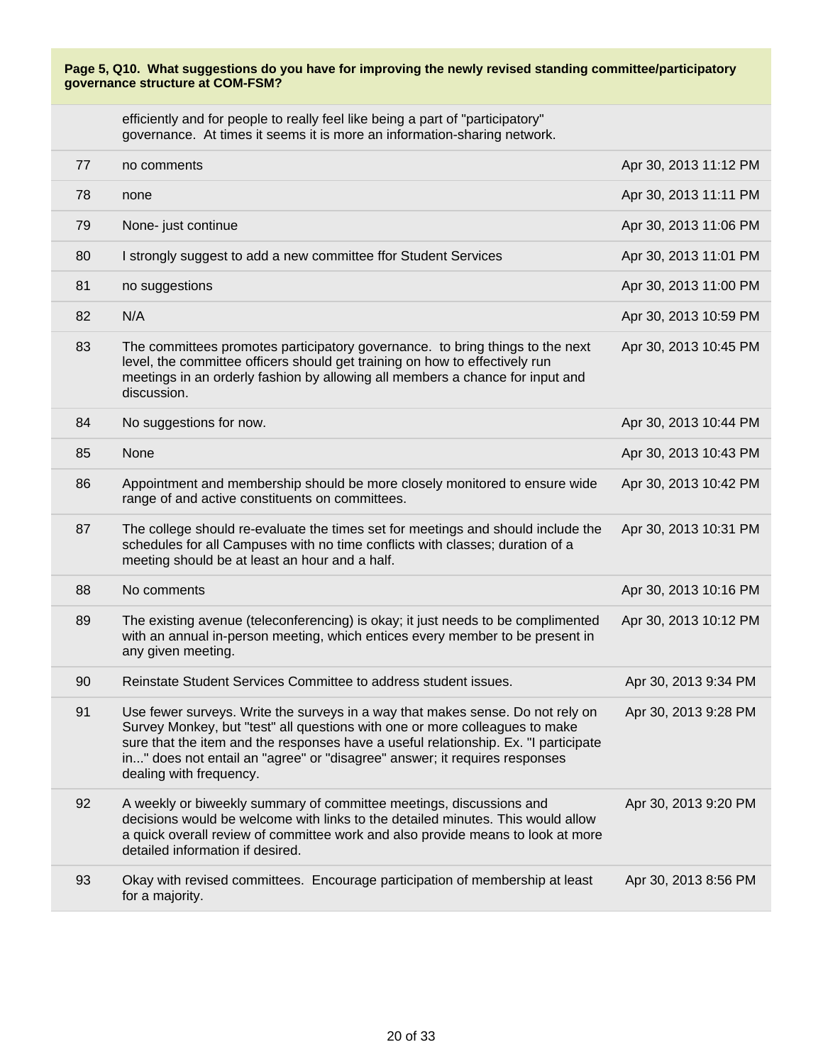**Page 5, Q10. What suggestions do you have for improving the newly revised standing committee/participatory governance structure at COM-FSM?**

| | | |
|---|---|---|
| | efficiently and for people to really feel like being a part of "participatory" governance. At times it seems it is more an information-sharing network. | |
| 77 | no comments | Apr 30, 2013 11:12 PM |
| 78 | none | Apr 30, 2013 11:11 PM |
| 79 | None- just continue | Apr 30, 2013 11:06 PM |
| 80 | I strongly suggest to add a new committee ffor Student Services | Apr 30, 2013 11:01 PM |
| 81 | no suggestions | Apr 30, 2013 11:00 PM |
| 82 | N/A | Apr 30, 2013 10:59 PM |
| 83 | The committees promotes participatory governance. to bring things to the next level, the committee officers should get training on how to effectively run meetings in an orderly fashion by allowing all members a chance for input and discussion. | Apr 30, 2013 10:45 PM |
| 84 | No suggestions for now. | Apr 30, 2013 10:44 PM |
| 85 | None | Apr 30, 2013 10:43 PM |
| 86 | Appointment and membership should be more closely monitored to ensure wide range of and active constituents on committees. | Apr 30, 2013 10:42 PM |
| 87 | The college should re-evaluate the times set for meetings and should include the schedules for all Campuses with no time conflicts with classes; duration of a meeting should be at least an hour and a half. | Apr 30, 2013 10:31 PM |
| 88 | No comments | Apr 30, 2013 10:16 PM |
| 89 | The existing avenue (teleconferencing) is okay; it just needs to be complimented with an annual in-person meeting, which entices every member to be present in any given meeting. | Apr 30, 2013 10:12 PM |
| 90 | Reinstate Student Services Committee to address student issues. | Apr 30, 2013 9:34 PM |
| 91 | Use fewer surveys. Write the surveys in a way that makes sense. Do not rely on Survey Monkey, but "test" all questions with one or more colleagues to make sure that the item and the responses have a useful relationship. Ex. "I participate in..." does not entail an "agree" or "disagree" answer; it requires responses dealing with frequency. | Apr 30, 2013 9:28 PM |
| 92 | A weekly or biweekly summary of committee meetings, discussions and decisions would be welcome with links to the detailed minutes. This would allow a quick overall review of committee work and also provide means to look at more detailed information if desired. | Apr 30, 2013 9:20 PM |
| 93 | Okay with revised committees. Encourage participation of membership at least for a majority. | Apr 30, 2013 8:56 PM |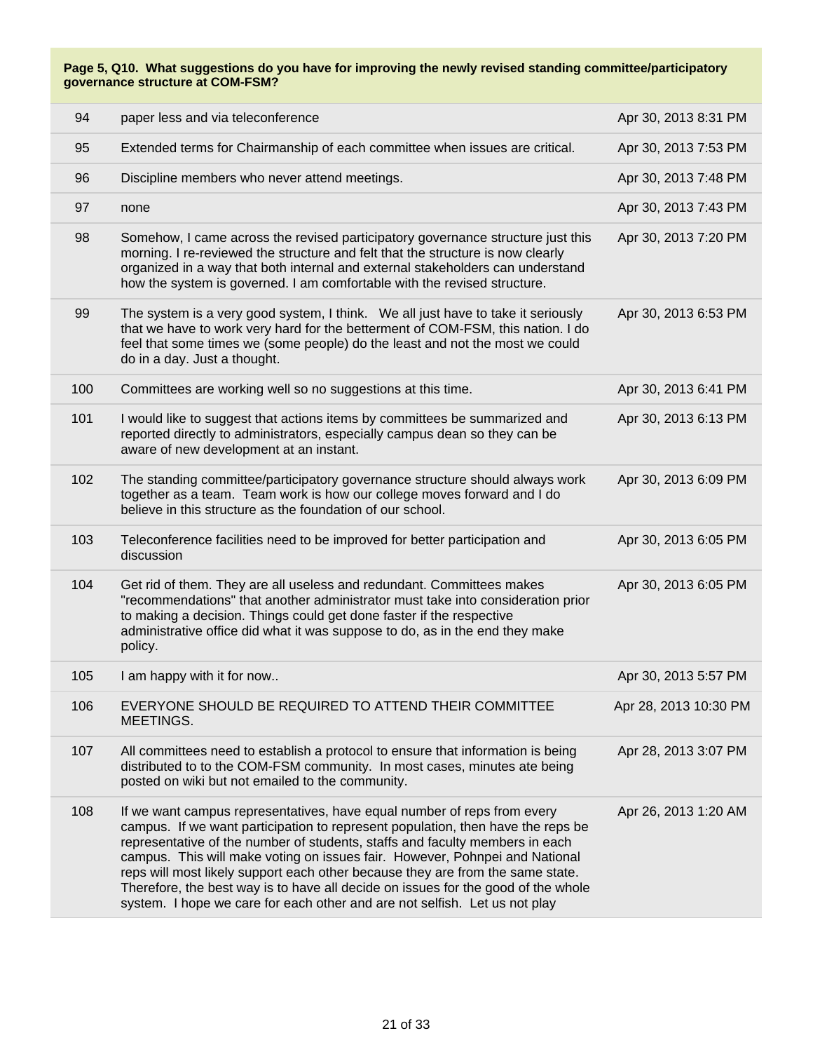**Page 5, Q10. What suggestions do you have for improving the newly revised standing committee/participatory governance structure at COM-FSM?**

| | | |
|---|---|---|
| 94 | paper less and via teleconference | Apr 30, 2013 8:31 PM |
| 95 | Extended terms for Chairmanship of each committee when issues are critical. | Apr 30, 2013 7:53 PM |
| 96 | Discipline members who never attend meetings. | Apr 30, 2013 7:48 PM |
| 97 | none | Apr 30, 2013 7:43 PM |
| 98 | Somehow, I came across the revised participatory governance structure just this morning. I re-reviewed the structure and felt that the structure is now clearly organized in a way that both internal and external stakeholders can understand how the system is governed. I am comfortable with the revised structure. | Apr 30, 2013 7:20 PM |
| 99 | The system is a very good system, I think. We all just have to take it seriously that we have to work very hard for the betterment of COM-FSM, this nation. I do feel that some times we (some people) do the least and not the most we could do in a day. Just a thought. | Apr 30, 2013 6:53 PM |
| 100 | Committees are working well so no suggestions at this time. | Apr 30, 2013 6:41 PM |
| 101 | I would like to suggest that actions items by committees be summarized and reported directly to administrators, especially campus dean so they can be aware of new development at an instant. | Apr 30, 2013 6:13 PM |
| 102 | The standing committee/participatory governance structure should always work together as a team. Team work is how our college moves forward and I do believe in this structure as the foundation of our school. | Apr 30, 2013 6:09 PM |
| 103 | Teleconference facilities need to be improved for better participation and discussion | Apr 30, 2013 6:05 PM |
| 104 | Get rid of them. They are all useless and redundant. Committees makes "recommendations" that another administrator must take into consideration prior to making a decision. Things could get done faster if the respective administrative office did what it was suppose to do, as in the end they make policy. | Apr 30, 2013 6:05 PM |
| 105 | I am happy with it for now.. | Apr 30, 2013 5:57 PM |
| 106 | EVERYONE SHOULD BE REQUIRED TO ATTEND THEIR COMMITTEE MEETINGS. | Apr 28, 2013 10:30 PM |
| 107 | All committees need to establish a protocol to ensure that information is being distributed to to the COM-FSM community. In most cases, minutes ate being posted on wiki but not emailed to the community. | Apr 28, 2013 3:07 PM |
| 108 | If we want campus representatives, have equal number of reps from every campus. If we want participation to represent population, then have the reps be representative of the number of students, staffs and faculty members in each campus. This will make voting on issues fair. However, Pohnpei and National reps will most likely support each other because they are from the same state. Therefore, the best way is to have all decide on issues for the good of the whole system. I hope we care for each other and are not selfish. Let us not play | Apr 26, 2013 1:20 AM |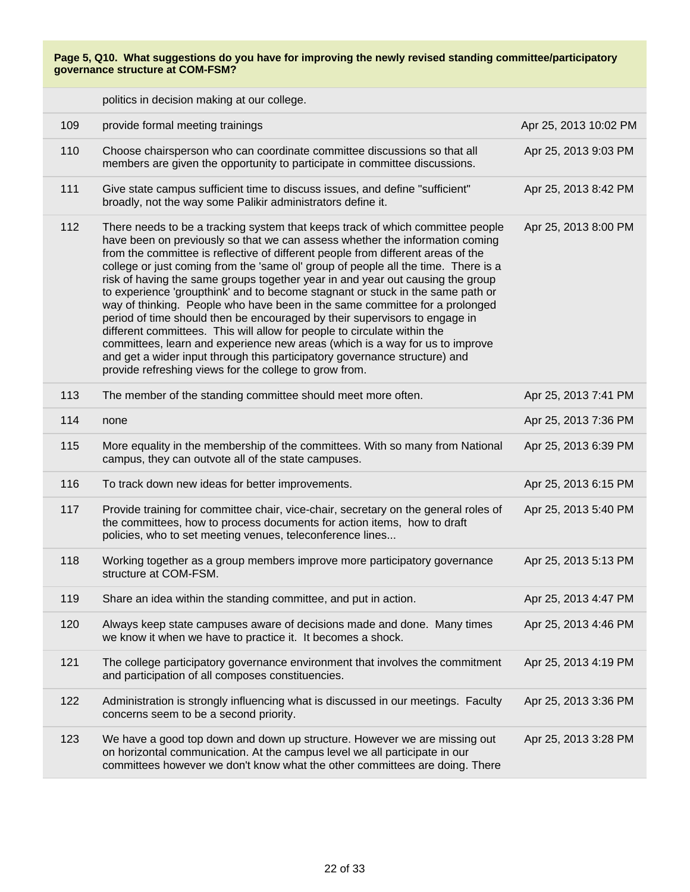**Page 5, Q10. What suggestions do you have for improving the newly revised standing committee/participatory governance structure at COM-FSM?**

| | | |
|---|---|---|
| | politics in decision making at our college. | |
| 109 | provide formal meeting trainings | Apr 25, 2013 10:02 PM |
| 110 | Choose chairsperson who can coordinate committee discussions so that all members are given the opportunity to participate in committee discussions. | Apr 25, 2013 9:03 PM |
| 111 | Give state campus sufficient time to discuss issues, and define "sufficient" broadly, not the way some Palikir administrators define it. | Apr 25, 2013 8:42 PM |
| 112 | There needs to be a tracking system that keeps track of which committee people have been on previously so that we can assess whether the information coming from the committee is reflective of different people from different areas of the college or just coming from the 'same ol' group of people all the time. There is a risk of having the same groups together year in and year out causing the group to experience 'groupthink' and to become stagnant or stuck in the same path or way of thinking. People who have been in the same committee for a prolonged period of time should then be encouraged by their supervisors to engage in different committees. This will allow for people to circulate within the committees, learn and experience new areas (which is a way for us to improve and get a wider input through this participatory governance structure) and provide refreshing views for the college to grow from. | Apr 25, 2013 8:00 PM |
| 113 | The member of the standing committee should meet more often. | Apr 25, 2013 7:41 PM |
| 114 | none | Apr 25, 2013 7:36 PM |
| 115 | More equality in the membership of the committees. With so many from National campus, they can outvote all of the state campuses. | Apr 25, 2013 6:39 PM |
| 116 | To track down new ideas for better improvements. | Apr 25, 2013 6:15 PM |
| 117 | Provide training for committee chair, vice-chair, secretary on the general roles of the committees, how to process documents for action items, how to draft policies, who to set meeting venues, teleconference lines... | Apr 25, 2013 5:40 PM |
| 118 | Working together as a group members improve more participatory governance structure at COM-FSM. | Apr 25, 2013 5:13 PM |
| 119 | Share an idea within the standing committee, and put in action. | Apr 25, 2013 4:47 PM |
| 120 | Always keep state campuses aware of decisions made and done. Many times we know it when we have to practice it. It becomes a shock. | Apr 25, 2013 4:46 PM |
| 121 | The college participatory governance environment that involves the commitment and participation of all composes constituencies. | Apr 25, 2013 4:19 PM |
| 122 | Administration is strongly influencing what is discussed in our meetings. Faculty concerns seem to be a second priority. | Apr 25, 2013 3:36 PM |
| 123 | We have a good top down and down up structure. However we are missing out on horizontal communication. At the campus level we all participate in our committees however we don't know what the other committees are doing. There | Apr 25, 2013 3:28 PM |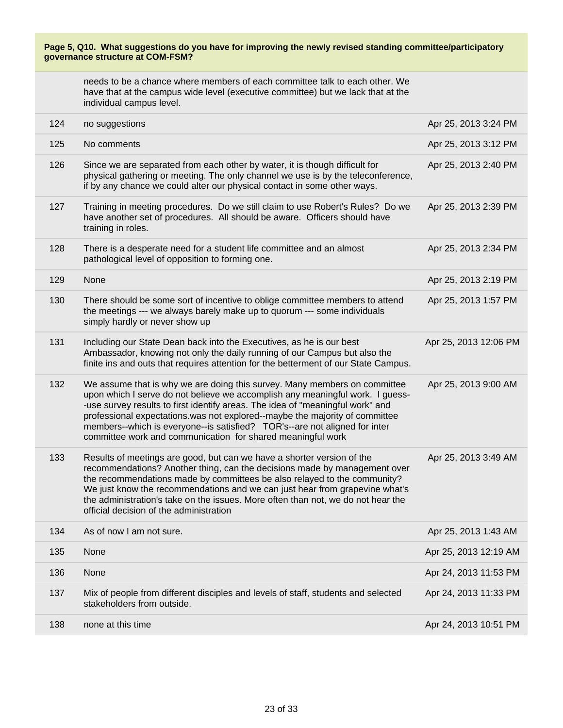**Page 5, Q10. What suggestions do you have for improving the newly revised standing committee/participatory governance structure at COM-FSM?**

| | | |
|---|---|---|
| | needs to be a chance where members of each committee talk to each other. We have that at the campus wide level (executive committee) but we lack that at the individual campus level. | |
| 124 | no suggestions | Apr 25, 2013 3:24 PM |
| 125 | No comments | Apr 25, 2013 3:12 PM |
| 126 | Since we are separated from each other by water, it is though difficult for physical gathering or meeting. The only channel we use is by the teleconference, if by any chance we could alter our physical contact in some other ways. | Apr 25, 2013 2:40 PM |
| 127 | Training in meeting procedures. Do we still claim to use Robert's Rules? Do we have another set of procedures. All should be aware. Officers should have training in roles. | Apr 25, 2013 2:39 PM |
| 128 | There is a desperate need for a student life committee and an almost pathological level of opposition to forming one. | Apr 25, 2013 2:34 PM |
| 129 | None | Apr 25, 2013 2:19 PM |
| 130 | There should be some sort of incentive to oblige committee members to attend the meetings --- we always barely make up to quorum --- some individuals simply hardly or never show up | Apr 25, 2013 1:57 PM |
| 131 | Including our State Dean back into the Executives, as he is our best Ambassador, knowing not only the daily running of our Campus but also the finite ins and outs that requires attention for the betterment of our State Campus. | Apr 25, 2013 12:06 PM |
| 132 | We assume that is why we are doing this survey. Many members on committee upon which I serve do not believe we accomplish any meaningful work. I guess--use survey results to first identify areas. The idea of "meaningful work" and professional expectations.was not explored--maybe the majority of committee members--which is everyone--is satisfied? TOR's--are not aligned for inter committee work and communication for shared meaningful work | Apr 25, 2013 9:00 AM |
| 133 | Results of meetings are good, but can we have a shorter version of the recommendations? Another thing, can the decisions made by management over the recommendations made by committees be also relayed to the community? We just know the recommendations and we can just hear from grapevine what's the administration's take on the issues. More often than not, we do not hear the official decision of the administration | Apr 25, 2013 3:49 AM |
| 134 | As of now I am not sure. | Apr 25, 2013 1:43 AM |
| 135 | None | Apr 25, 2013 12:19 AM |
| 136 | None | Apr 24, 2013 11:53 PM |
| 137 | Mix of people from different disciples and levels of staff, students and selected stakeholders from outside. | Apr 24, 2013 11:33 PM |
| 138 | none at this time | Apr 24, 2013 10:51 PM |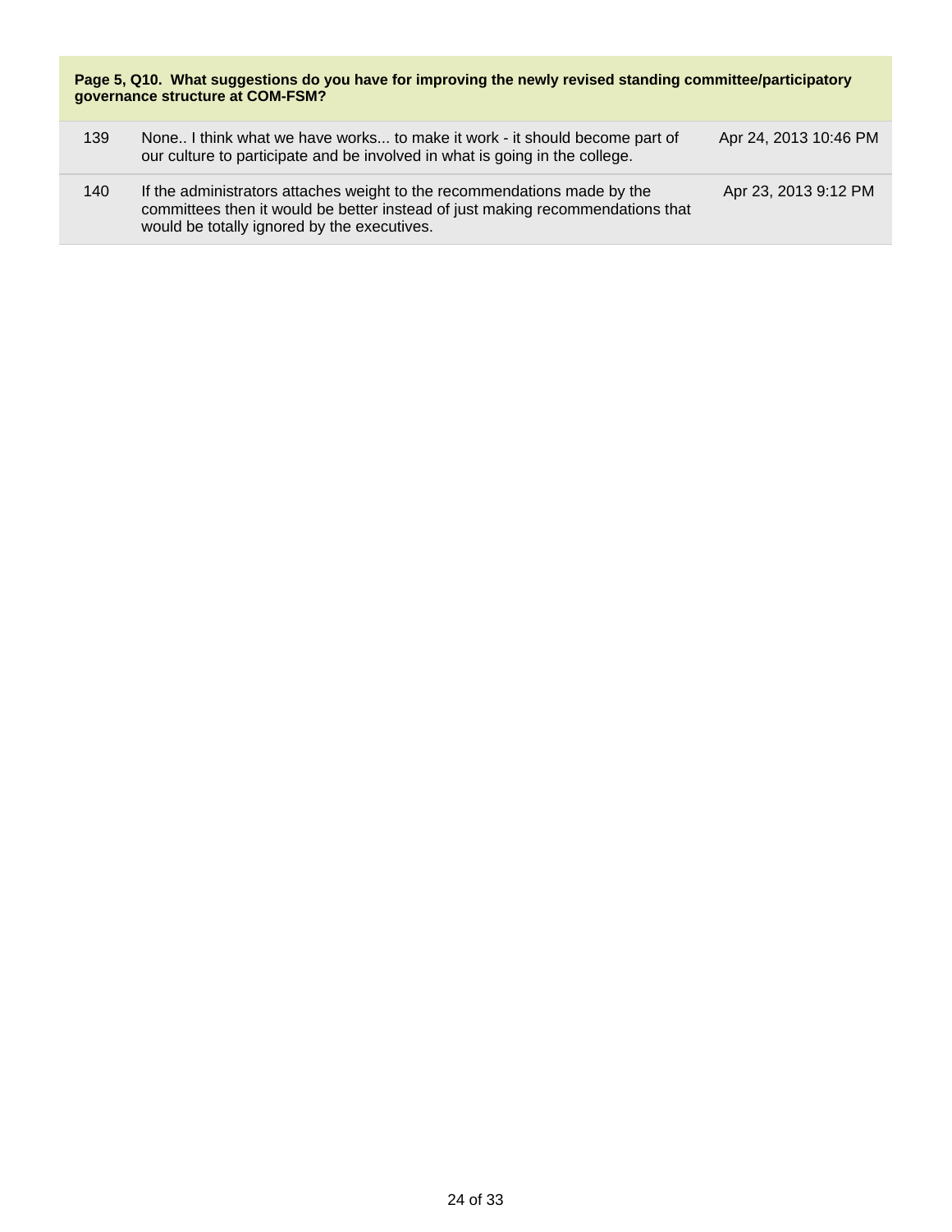**Page 5, Q10. What suggestions do you have for improving the newly revised standing committee/participatory governance structure at COM-FSM?**

| | | |
|---|---|---|
| 139 | None.. I think what we have works... to make it work - it should become part of our culture to participate and be involved in what is going in the college. | Apr 24, 2013 10:46 PM |
| 140 | If the administrators attaches weight to the recommendations made by the committees then it would be better instead of just making recommendations that would be totally ignored by the executives. | Apr 23, 2013 9:12 PM |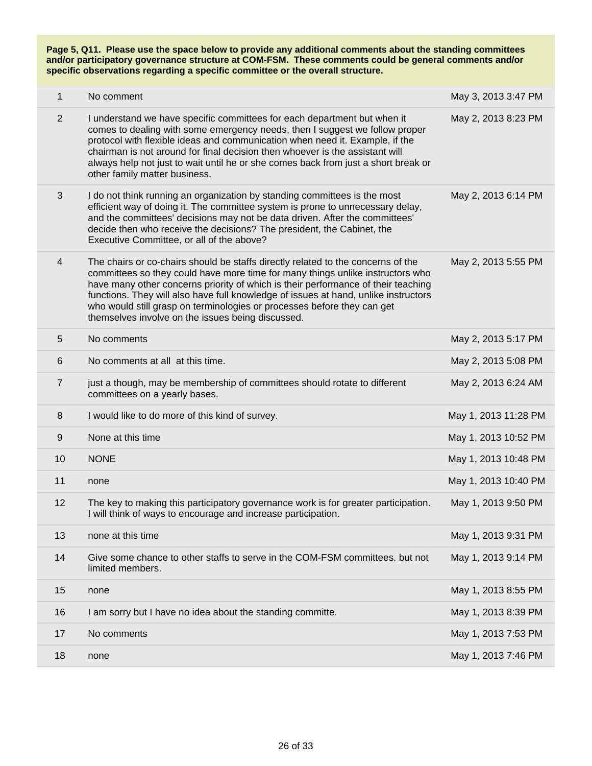**Page 5, Q11. Please use the space below to provide any additional comments about the standing committees and/or participatory governance structure at COM-FSM. These comments could be general comments and/or specific observations regarding a specific committee or the overall structure.**

| | | |
|---|---|---|
| 1 | No comment | May 3, 2013 3:47 PM |
| 2 | I understand we have specific committees for each department but when it comes to dealing with some emergency needs, then I suggest we follow proper protocol with flexible ideas and communication when need it. Example, if the chairman is not around for final decision then whoever is the assistant will always help not just to wait until he or she comes back from just a short break or other family matter business. | May 2, 2013 8:23 PM |
| 3 | I do not think running an organization by standing committees is the most efficient way of doing it. The committee system is prone to unnecessary delay, and the committees' decisions may not be data driven. After the committees' decide then who receive the decisions? The president, the Cabinet, the Executive Committee, or all of the above? | May 2, 2013 6:14 PM |
| 4 | The chairs or co-chairs should be staffs directly related to the concerns of the committees so they could have more time for many things unlike instructors who have many other concerns priority of which is their performance of their teaching functions. They will also have full knowledge of issues at hand, unlike instructors who would still grasp on terminologies or processes before they can get themselves involve on the issues being discussed. | May 2, 2013 5:55 PM |
| 5 | No comments | May 2, 2013 5:17 PM |
| 6 | No comments at all at this time. | May 2, 2013 5:08 PM |
| 7 | just a though, may be membership of committees should rotate to different committees on a yearly bases. | May 2, 2013 6:24 AM |
| 8 | I would like to do more of this kind of survey. | May 1, 2013 11:28 PM |
| 9 | None at this time | May 1, 2013 10:52 PM |
| 10 | NONE | May 1, 2013 10:48 PM |
| 11 | none | May 1, 2013 10:40 PM |
| 12 | The key to making this participatory governance work is for greater participation. I will think of ways to encourage and increase participation. | May 1, 2013 9:50 PM |
| 13 | none at this time | May 1, 2013 9:31 PM |
| 14 | Give some chance to other staffs to serve in the COM-FSM committees. but not limited members. | May 1, 2013 9:14 PM |
| 15 | none | May 1, 2013 8:55 PM |
| 16 | I am sorry but I have no idea about the standing committe. | May 1, 2013 8:39 PM |
| 17 | No comments | May 1, 2013 7:53 PM |
| 18 | none | May 1, 2013 7:46 PM |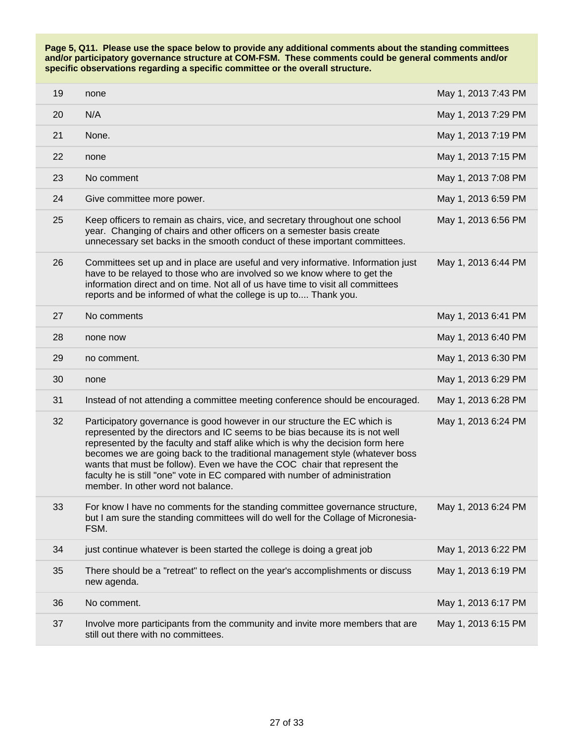**Page 5, Q11. Please use the space below to provide any additional comments about the standing committees and/or participatory governance structure at COM-FSM. These comments could be general comments and/or specific observations regarding a specific committee or the overall structure.**

| | | |
|---|---|---|
| 19 | none | May 1, 2013 7:43 PM |
| 20 | N/A | May 1, 2013 7:29 PM |
| 21 | None. | May 1, 2013 7:19 PM |
| 22 | none | May 1, 2013 7:15 PM |
| 23 | No comment | May 1, 2013 7:08 PM |
| 24 | Give committee more power. | May 1, 2013 6:59 PM |
| 25 | Keep officers to remain as chairs, vice, and secretary throughout one school year. Changing of chairs and other officers on a semester basis create unnecessary set backs in the smooth conduct of these important committees. | May 1, 2013 6:56 PM |
| 26 | Committees set up and in place are useful and very informative. Information just have to be relayed to those who are involved so we know where to get the information direct and on time. Not all of us have time to visit all committees reports and be informed of what the college is up to.... Thank you. | May 1, 2013 6:44 PM |
| 27 | No comments | May 1, 2013 6:41 PM |
| 28 | none now | May 1, 2013 6:40 PM |
| 29 | no comment. | May 1, 2013 6:30 PM |
| 30 | none | May 1, 2013 6:29 PM |
| 31 | Instead of not attending a committee meeting conference should be encouraged. | May 1, 2013 6:28 PM |
| 32 | Participatory governance is good however in our structure the EC which is represented by the directors and IC seems to be bias because its is not well represented by the faculty and staff alike which is why the decision form here becomes we are going back to the traditional management style (whatever boss wants that must be follow). Even we have the COC chair that represent the faculty he is still "one" vote in EC compared with number of administration member. In other word not balance. | May 1, 2013 6:24 PM |
| 33 | For know I have no comments for the standing committee governance structure, but I am sure the standing committees will do well for the Collage of Micronesia-FSM. | May 1, 2013 6:24 PM |
| 34 | just continue whatever is been started the college is doing a great job | May 1, 2013 6:22 PM |
| 35 | There should be a "retreat" to reflect on the year's accomplishments or discuss new agenda. | May 1, 2013 6:19 PM |
| 36 | No comment. | May 1, 2013 6:17 PM |
| 37 | Involve more participants from the community and invite more members that are still out there with no committees. | May 1, 2013 6:15 PM |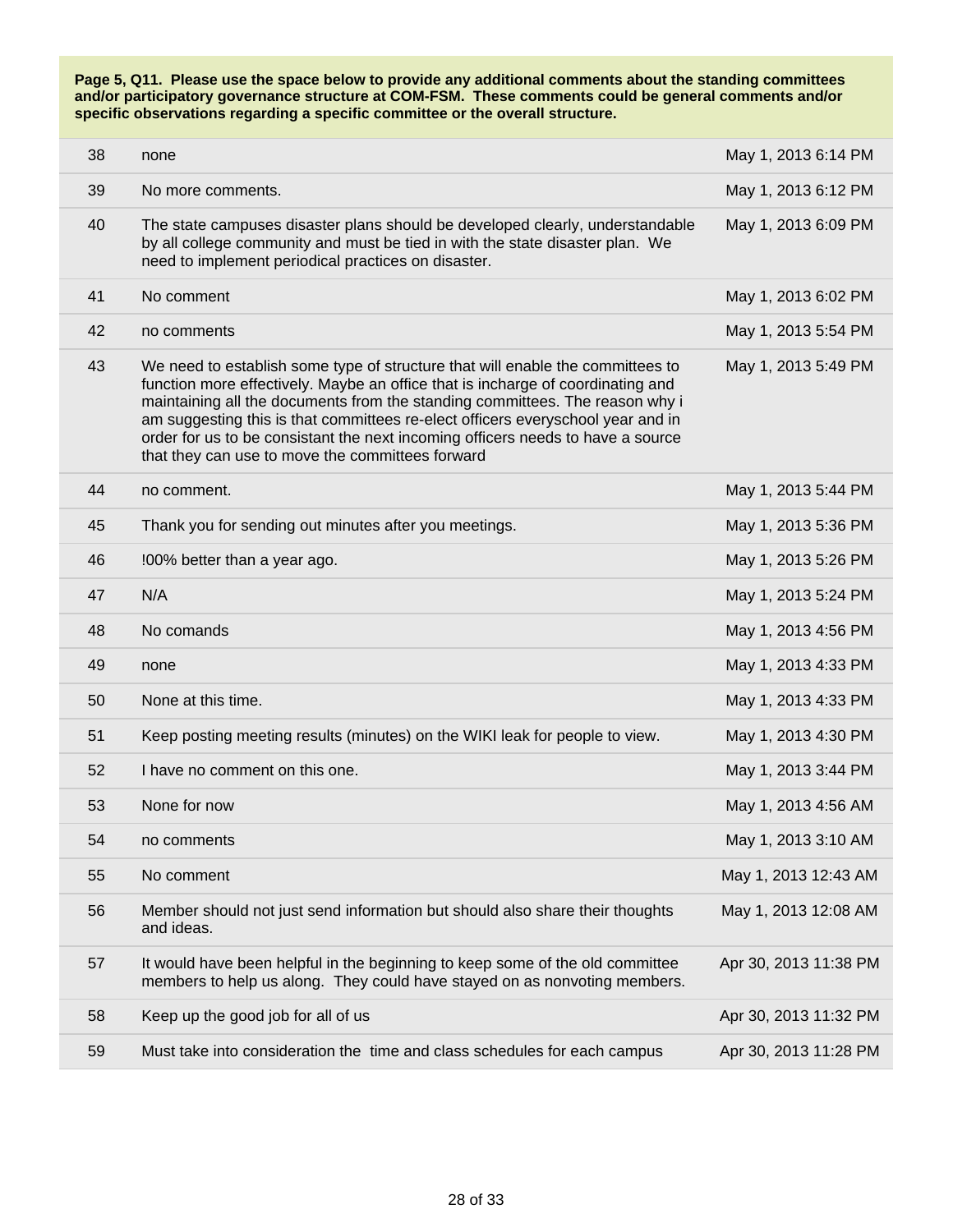**Page 5, Q11. Please use the space below to provide any additional comments about the standing committees and/or participatory governance structure at COM-FSM. These comments could be general comments and/or specific observations regarding a specific committee or the overall structure.**

| | | |
|---|---|---|
| 38 | none | May 1, 2013 6:14 PM |
| 39 | No more comments. | May 1, 2013 6:12 PM |
| 40 | The state campuses disaster plans should be developed clearly, understandable by all college community and must be tied in with the state disaster plan. We need to implement periodical practices on disaster. | May 1, 2013 6:09 PM |
| 41 | No comment | May 1, 2013 6:02 PM |
| 42 | no comments | May 1, 2013 5:54 PM |
| 43 | We need to establish some type of structure that will enable the committees to function more effectively. Maybe an office that is incharge of coordinating and maintaining all the documents from the standing committees. The reason why i am suggesting this is that committees re-elect officers everyschool year and in order for us to be consistant the next incoming officers needs to have a source that they can use to move the committees forward | May 1, 2013 5:49 PM |
| 44 | no comment. | May 1, 2013 5:44 PM |
| 45 | Thank you for sending out minutes after you meetings. | May 1, 2013 5:36 PM |
| 46 | !00% better than a year ago. | May 1, 2013 5:26 PM |
| 47 | N/A | May 1, 2013 5:24 PM |
| 48 | No comands | May 1, 2013 4:56 PM |
| 49 | none | May 1, 2013 4:33 PM |
| 50 | None at this time. | May 1, 2013 4:33 PM |
| 51 | Keep posting meeting results (minutes) on the WIKI leak for people to view. | May 1, 2013 4:30 PM |
| 52 | I have no comment on this one. | May 1, 2013 3:44 PM |
| 53 | None for now | May 1, 2013 4:56 AM |
| 54 | no comments | May 1, 2013 3:10 AM |
| 55 | No comment | May 1, 2013 12:43 AM |
| 56 | Member should not just send information but should also share their thoughts and ideas. | May 1, 2013 12:08 AM |
| 57 | It would have been helpful in the beginning to keep some of the old committee members to help us along. They could have stayed on as nonvoting members. | Apr 30, 2013 11:38 PM |
| 58 | Keep up the good job for all of us | Apr 30, 2013 11:32 PM |
| 59 | Must take into consideration the time and class schedules for each campus | Apr 30, 2013 11:28 PM |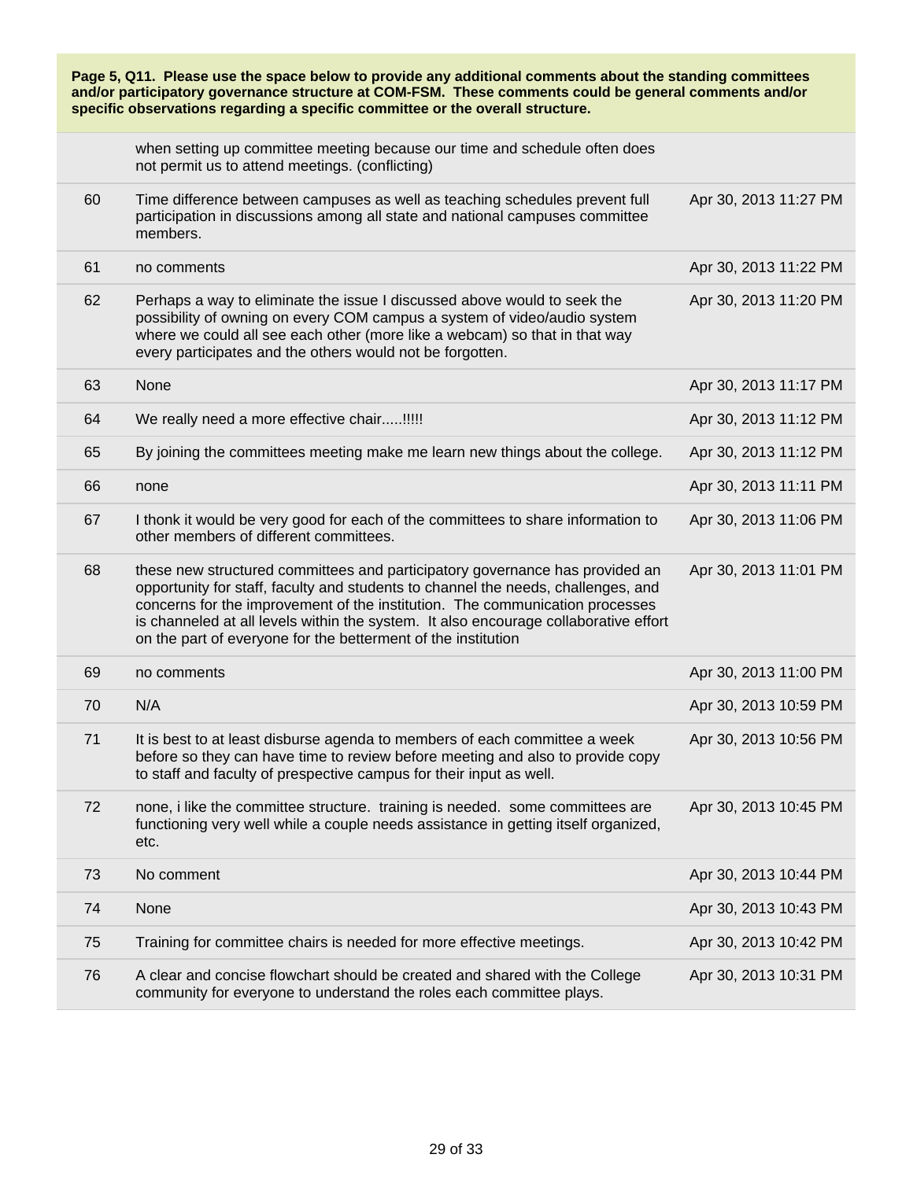**Page 5, Q11. Please use the space below to provide any additional comments about the standing committees and/or participatory governance structure at COM-FSM. These comments could be general comments and/or specific observations regarding a specific committee or the overall structure.**

| | | |
|---|---|---|
| | when setting up committee meeting because our time and schedule often does not permit us to attend meetings. (conflicting) | |
| 60 | Time difference between campuses as well as teaching schedules prevent full participation in discussions among all state and national campuses committee members. | Apr 30, 2013 11:27 PM |
| 61 | no comments | Apr 30, 2013 11:22 PM |
| 62 | Perhaps a way to eliminate the issue I discussed above would to seek the possibility of owning on every COM campus a system of video/audio system where we could all see each other (more like a webcam) so that in that way every participates and the others would not be forgotten. | Apr 30, 2013 11:20 PM |
| 63 | None | Apr 30, 2013 11:17 PM |
| 64 | We really need a more effective chair.....!!!!! | Apr 30, 2013 11:12 PM |
| 65 | By joining the committees meeting make me learn new things about the college. | Apr 30, 2013 11:12 PM |
| 66 | none | Apr 30, 2013 11:11 PM |
| 67 | I thonk it would be very good for each of the committees to share information to other members of different committees. | Apr 30, 2013 11:06 PM |
| 68 | these new structured committees and participatory governance has provided an opportunity for staff, faculty and students to channel the needs, challenges, and concerns for the improvement of the institution. The communication processes is channeled at all levels within the system. It also encourage collaborative effort on the part of everyone for the betterment of the institution | Apr 30, 2013 11:01 PM |
| 69 | no comments | Apr 30, 2013 11:00 PM |
| 70 | N/A | Apr 30, 2013 10:59 PM |
| 71 | It is best to at least disburse agenda to members of each committee a week before so they can have time to review before meeting and also to provide copy to staff and faculty of prespective campus for their input as well. | Apr 30, 2013 10:56 PM |
| 72 | none, i like the committee structure. training is needed. some committees are functioning very well while a couple needs assistance in getting itself organized, etc. | Apr 30, 2013 10:45 PM |
| 73 | No comment | Apr 30, 2013 10:44 PM |
| 74 | None | Apr 30, 2013 10:43 PM |
| 75 | Training for committee chairs is needed for more effective meetings. | Apr 30, 2013 10:42 PM |
| 76 | A clear and concise flowchart should be created and shared with the College community for everyone to understand the roles each committee plays. | Apr 30, 2013 10:31 PM |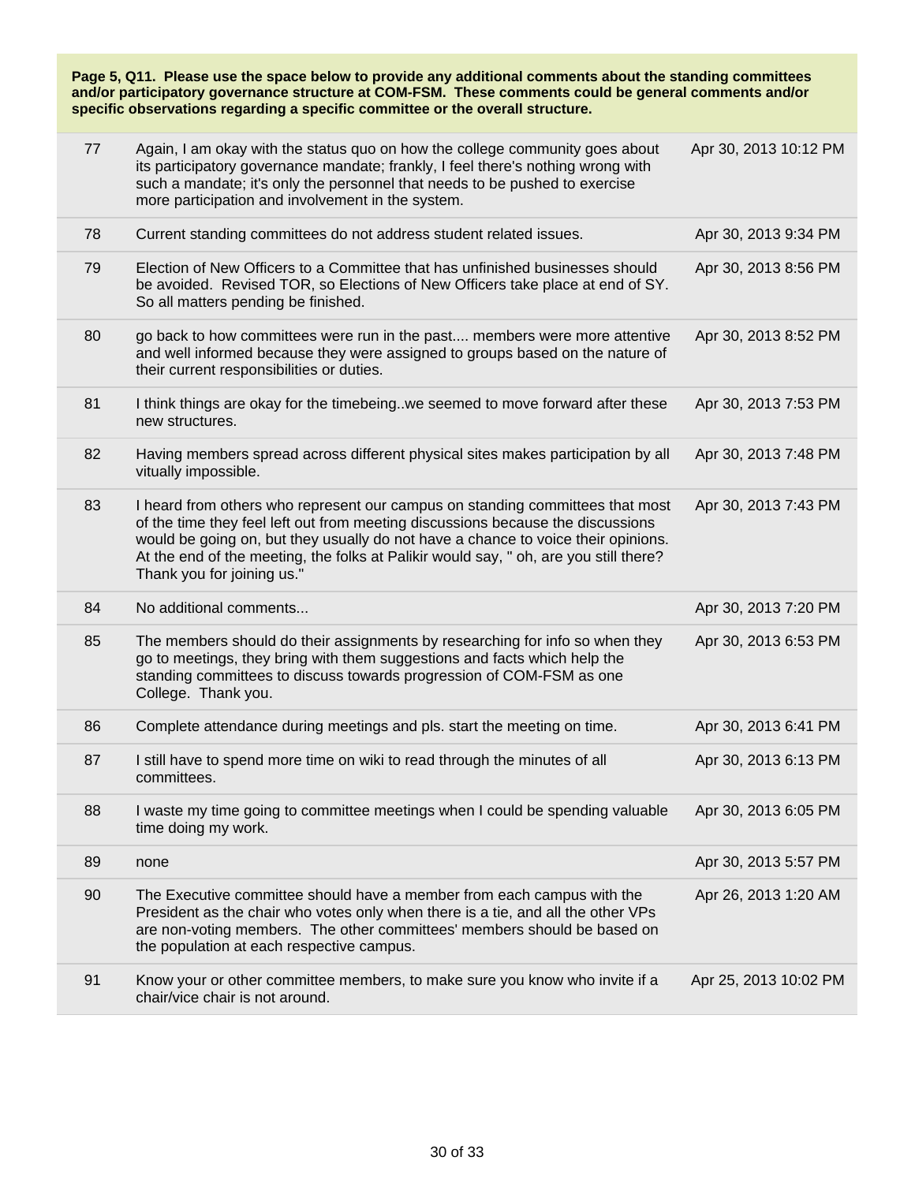**Page 5, Q11. Please use the space below to provide any additional comments about the standing committees and/or participatory governance structure at COM-FSM. These comments could be general comments and/or specific observations regarding a specific committee or the overall structure.**

| | | |
|---|---|---|
| 77 | Again, I am okay with the status quo on how the college community goes about its participatory governance mandate; frankly, I feel there's nothing wrong with such a mandate; it's only the personnel that needs to be pushed to exercise more participation and involvement in the system. | Apr 30, 2013 10:12 PM |
| 78 | Current standing committees do not address student related issues. | Apr 30, 2013 9:34 PM |
| 79 | Election of New Officers to a Committee that has unfinished businesses should be avoided. Revised TOR, so Elections of New Officers take place at end of SY. So all matters pending be finished. | Apr 30, 2013 8:56 PM |
| 80 | go back to how committees were run in the past.... members were more attentive and well informed because they were assigned to groups based on the nature of their current responsibilities or duties. | Apr 30, 2013 8:52 PM |
| 81 | I think things are okay for the timebeing..we seemed to move forward after these new structures. | Apr 30, 2013 7:53 PM |
| 82 | Having members spread across different physical sites makes participation by all vitually impossible. | Apr 30, 2013 7:48 PM |
| 83 | I heard from others who represent our campus on standing committees that most of the time they feel left out from meeting discussions because the discussions would be going on, but they usually do not have a chance to voice their opinions. At the end of the meeting, the folks at Palikir would say, " oh, are you still there? Thank you for joining us." | Apr 30, 2013 7:43 PM |
| 84 | No additional comments... | Apr 30, 2013 7:20 PM |
| 85 | The members should do their assignments by researching for info so when they go to meetings, they bring with them suggestions and facts which help the standing committees to discuss towards progression of COM-FSM as one College. Thank you. | Apr 30, 2013 6:53 PM |
| 86 | Complete attendance during meetings and pls. start the meeting on time. | Apr 30, 2013 6:41 PM |
| 87 | I still have to spend more time on wiki to read through the minutes of all committees. | Apr 30, 2013 6:13 PM |
| 88 | I waste my time going to committee meetings when I could be spending valuable time doing my work. | Apr 30, 2013 6:05 PM |
| 89 | none | Apr 30, 2013 5:57 PM |
| 90 | The Executive committee should have a member from each campus with the President as the chair who votes only when there is a tie, and all the other VPs are non-voting members. The other committees' members should be based on the population at each respective campus. | Apr 26, 2013 1:20 AM |
| 91 | Know your or other committee members, to make sure you know who invite if a chair/vice chair is not around. | Apr 25, 2013 10:02 PM |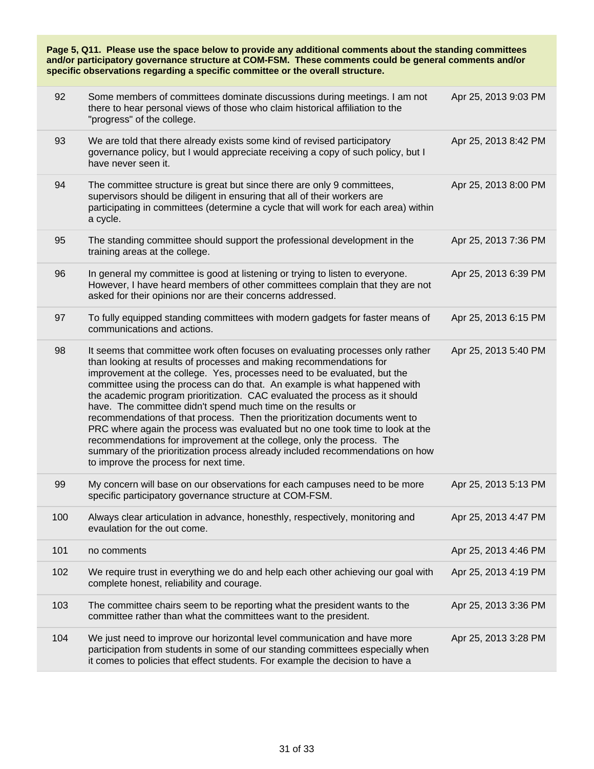**Page 5, Q11. Please use the space below to provide any additional comments about the standing committees and/or participatory governance structure at COM-FSM. These comments could be general comments and/or specific observations regarding a specific committee or the overall structure.**

| | | |
|---|---|---|
| 92 | Some members of committees dominate discussions during meetings. I am not there to hear personal views of those who claim historical affiliation to the "progress" of the college. | Apr 25, 2013 9:03 PM |
| 93 | We are told that there already exists some kind of revised participatory governance policy, but I would appreciate receiving a copy of such policy, but I have never seen it. | Apr 25, 2013 8:42 PM |
| 94 | The committee structure is great but since there are only 9 committees, supervisors should be diligent in ensuring that all of their workers are participating in committees (determine a cycle that will work for each area) within a cycle. | Apr 25, 2013 8:00 PM |
| 95 | The standing committee should support the professional development in the training areas at the college. | Apr 25, 2013 7:36 PM |
| 96 | In general my committee is good at listening or trying to listen to everyone. However, I have heard members of other committees complain that they are not asked for their opinions nor are their concerns addressed. | Apr 25, 2013 6:39 PM |
| 97 | To fully equipped standing committees with modern gadgets for faster means of communications and actions. | Apr 25, 2013 6:15 PM |
| 98 | It seems that committee work often focuses on evaluating processes only rather than looking at results of processes and making recommendations for improvement at the college. Yes, processes need to be evaluated, but the committee using the process can do that. An example is what happened with the academic program prioritization. CAC evaluated the process as it should have. The committee didn't spend much time on the results or recommendations of that process. Then the prioritization documents went to PRC where again the process was evaluated but no one took time to look at the recommendations for improvement at the college, only the process. The summary of the prioritization process already included recommendations on how to improve the process for next time. | Apr 25, 2013 5:40 PM |
| 99 | My concern will base on our observations for each campuses need to be more specific participatory governance structure at COM-FSM. | Apr 25, 2013 5:13 PM |
| 100 | Always clear articulation in advance, honesthly, respectively, monitoring and evaulation for the out come. | Apr 25, 2013 4:47 PM |
| 101 | no comments | Apr 25, 2013 4:46 PM |
| 102 | We require trust in everything we do and help each other achieving our goal with complete honest, reliability and courage. | Apr 25, 2013 4:19 PM |
| 103 | The committee chairs seem to be reporting what the president wants to the committee rather than what the committees want to the president. | Apr 25, 2013 3:36 PM |
| 104 | We just need to improve our horizontal level communication and have more participation from students in some of our standing committees especially when it comes to policies that effect students. For example the decision to have a | Apr 25, 2013 3:28 PM |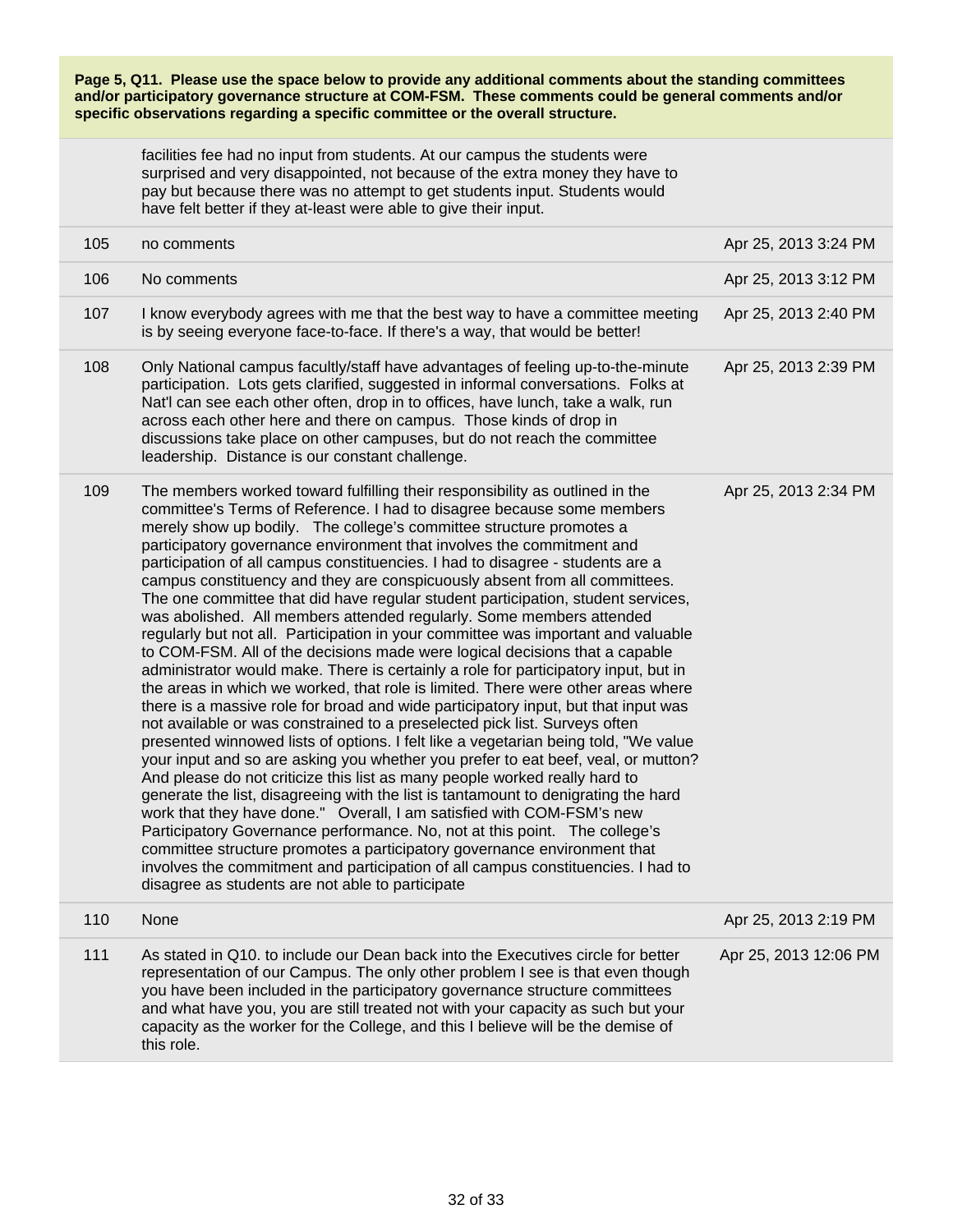**Page 5, Q11. Please use the space below to provide any additional comments about the standing committees and/or participatory governance structure at COM-FSM. These comments could be general comments and/or specific observations regarding a specific committee or the overall structure.**

| | | |
|---|---|---|
| | facilities fee had no input from students. At our campus the students were surprised and very disappointed, not because of the extra money they have to pay but because there was no attempt to get students input. Students would have felt better if they at-least were able to give their input. | |
| 105 | no comments | Apr 25, 2013 3:24 PM |
| 106 | No comments | Apr 25, 2013 3:12 PM |
| 107 | I know everybody agrees with me that the best way to have a committee meeting is by seeing everyone face-to-face. If there's a way, that would be better! | Apr 25, 2013 2:40 PM |
| 108 | Only National campus facultly/staff have advantages of feeling up-to-the-minute participation. Lots gets clarified, suggested in informal conversations. Folks at Nat'l can see each other often, drop in to offices, have lunch, take a walk, run across each other here and there on campus. Those kinds of drop in discussions take place on other campuses, but do not reach the committee leadership. Distance is our constant challenge. | Apr 25, 2013 2:39 PM |
| 109 | The members worked toward fulfilling their responsibility as outlined in the committee's Terms of Reference. I had to disagree because some members merely show up bodily. The college's committee structure promotes a participatory governance environment that involves the commitment and participation of all campus constituencies. I had to disagree - students are a campus constituency and they are conspicuously absent from all committees. The one committee that did have regular student participation, student services, was abolished. All members attended regularly. Some members attended regularly but not all. Participation in your committee was important and valuable to COM-FSM. All of the decisions made were logical decisions that a capable administrator would make. There is certainly a role for participatory input, but in the areas in which we worked, that role is limited. There were other areas where there is a massive role for broad and wide participatory input, but that input was not available or was constrained to a preselected pick list. Surveys often presented winnowed lists of options. I felt like a vegetarian being told, "We value your input and so are asking you whether you prefer to eat beef, veal, or mutton? And please do not criticize this list as many people worked really hard to generate the list, disagreeing with the list is tantamount to denigrating the hard work that they have done." Overall, I am satisfied with COM-FSM's new Participatory Governance performance. No, not at this point. The college's committee structure promotes a participatory governance environment that involves the commitment and participation of all campus constituencies. I had to disagree as students are not able to participate | Apr 25, 2013 2:34 PM |
| 110 | None | Apr 25, 2013 2:19 PM |
| 111 | As stated in Q10. to include our Dean back into the Executives circle for better representation of our Campus. The only other problem I see is that even though you have been included in the participatory governance structure committees and what have you, you are still treated not with your capacity as such but your capacity as the worker for the College, and this I believe will be the demise of this role. | Apr 25, 2013 12:06 PM |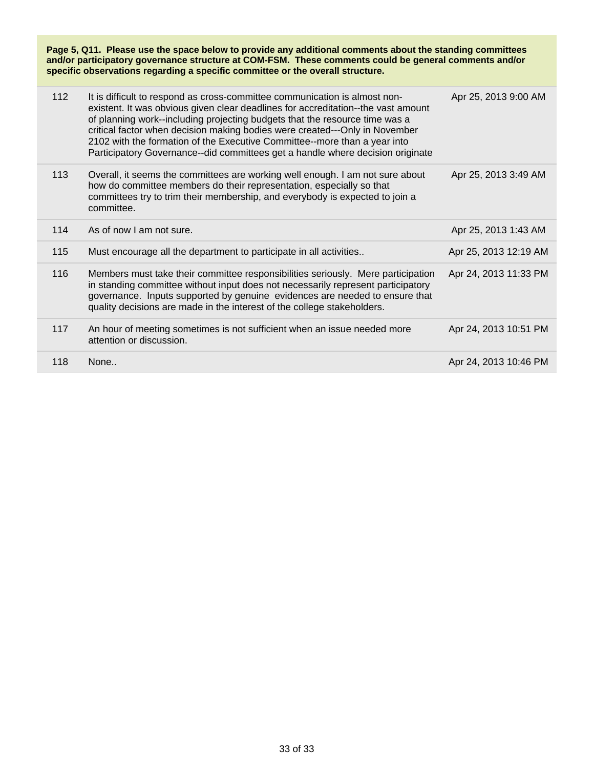**Page 5, Q11. Please use the space below to provide any additional comments about the standing committees and/or participatory governance structure at COM-FSM. These comments could be general comments and/or specific observations regarding a specific committee or the overall structure.**

| | | |
|---|---|---|
| 112 | It is difficult to respond as cross-committee communication is almost non-existent. It was obvious given clear deadlines for accreditation--the vast amount of planning work--including projecting budgets that the resource time was a critical factor when decision making bodies were created---Only in November 2102 with the formation of the Executive Committee--more than a year into Participatory Governance--did committees get a handle where decision originate | Apr 25, 2013 9:00 AM |
| 113 | Overall, it seems the committees are working well enough. I am not sure about how do committee members do their representation, especially so that committees try to trim their membership, and everybody is expected to join a committee. | Apr 25, 2013 3:49 AM |
| 114 | As of now I am not sure. | Apr 25, 2013 1:43 AM |
| 115 | Must encourage all the department to participate in all activities.. | Apr 25, 2013 12:19 AM |
| 116 | Members must take their committee responsibilities seriously. Mere participation in standing committee without input does not necessarily represent participatory governance. Inputs supported by genuine evidences are needed to ensure that quality decisions are made in the interest of the college stakeholders. | Apr 24, 2013 11:33 PM |
| 117 | An hour of meeting sometimes is not sufficient when an issue needed more attention or discussion. | Apr 24, 2013 10:51 PM |
| 118 | None.. | Apr 24, 2013 10:46 PM |